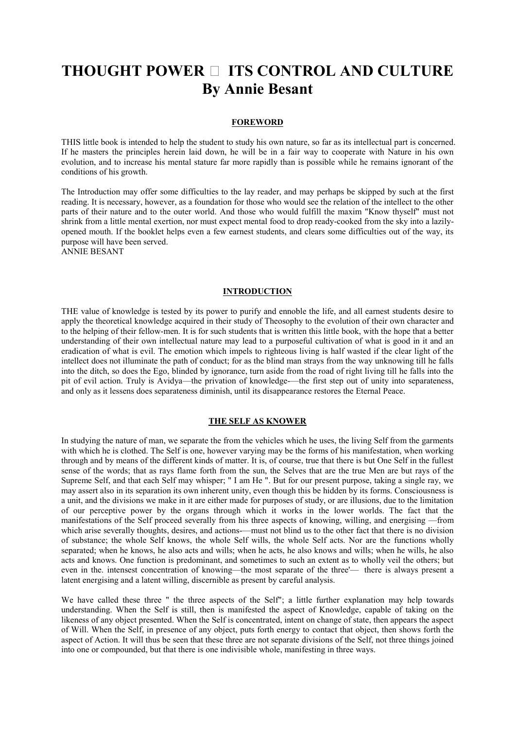# THOUGHT POWER  ITS CONTROL AND CULTURE
# By Annie Besant

## FOREWORD

THIS little book is intended to help the student to study his own nature, so far as its intellectual part is concerned. If he masters the principles herein laid down, he will be in a fair way to cooperate with Nature in his own evolution, and to increase his mental stature far more rapidly than is possible while he remains ignorant of the conditions of his growth.

The Introduction may offer some difficulties to the lay reader, and may perhaps be skipped by such at the first reading. It is necessary, however, as a foundation for those who would see the relation of the intellect to the other parts of their nature and to the outer world. And those who would fulfill the maxim "Know thyself" must not shrink from a little mental exertion, nor must expect mental food to drop ready-cooked from the sky into a lazily-opened mouth. If the booklet helps even a few earnest students, and clears some difficulties out of the way, its purpose will have been served.
ANNIE BESANT

## INTRODUCTION

THE value of knowledge is tested by its power to purify and ennoble the life, and all earnest students desire to apply the theoretical knowledge acquired in their study of Theosophy to the evolution of their own character and to the helping of their fellow-men. It is for such students that is written this little book, with the hope that a better understanding of their own intellectual nature may lead to a purposeful cultivation of what is good in it and an eradication of what is evil. The emotion which impels to righteous living is half wasted if the clear light of the intellect does not illuminate the path of conduct; for as the blind man strays from the way unknowing till he falls into the ditch, so does the Ego, blinded by ignorance, turn aside from the road of right living till he falls into the pit of evil action. Truly is Avidya—the privation of knowledge-—the first step out of unity into separateness, and only as it lessens does separateness diminish, until its disappearance restores the Eternal Peace.

## THE SELF AS KNOWER

In studying the nature of man, we separate the from the vehicles which he uses, the living Self from the garments with which he is clothed. The Self is one, however varying may be the forms of his manifestation, when working through and by means of the different kinds of matter. It is, of course, true that there is but One Self in the fullest sense of the words; that as rays flame forth from the sun, the Selves that are the true Men are but rays of the Supreme Self, and that each Self may whisper; " I am He ". But for our present purpose, taking a single ray, we may assert also in its separation its own inherent unity, even though this be hidden by its forms. Consciousness is a unit, and the divisions we make in it are either made for purposes of study, or are illusions, due to the limitation of our perceptive power by the organs through which it works in the lower worlds. The fact that the manifestations of the Self proceed severally from his three aspects of knowing, willing, and energising —from which arise severally thoughts, desires, and actions-—must not blind us to the other fact that there is no division of substance; the whole Self knows, the whole Self wills, the whole Self acts. Nor are the functions wholly separated; when he knows, he also acts and wills; when he acts, he also knows and wills; when he wills, he also acts and knows. One function is predominant, and sometimes to such an extent as to wholly veil the others; but even in the. intensest concentration of knowing—the most separate of the three'— there is always present a latent energising and a latent willing, discernible as present by careful analysis.

We have called these three " the three aspects of the Self"; a little further explanation may help towards understanding. When the Self is still, then is manifested the aspect of Knowledge, capable of taking on the likeness of any object presented. When the Self is concentrated, intent on change of state, then appears the aspect of Will. When the Self, in presence of any object, puts forth energy to contact that object, then shows forth the aspect of Action. It will thus be seen that these three are not separate divisions of the Self, not three things joined into one or compounded, but that there is one indivisible whole, manifesting in three ways.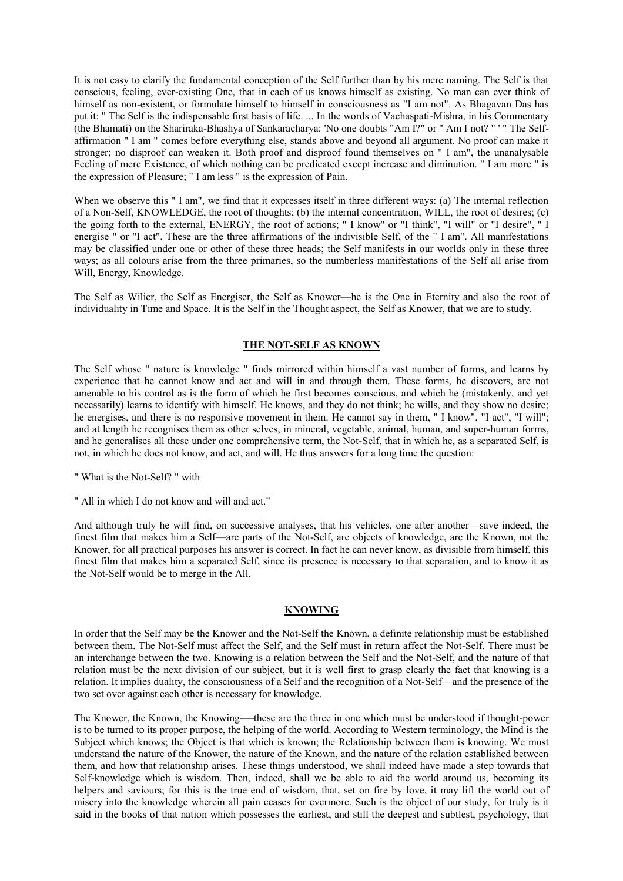It is not easy to clarify the fundamental conception of the Self further than by his mere naming. The Self is that conscious, feeling, ever-existing One, that in each of us knows himself as existing. No man can ever think of himself as non-existent, or formulate himself to himself in consciousness as "I am not". As Bhagavan Das has put it: " The Self is the indispensable first basis of life. ... In the words of Vachaspati-Mishra, in his Commentary (the Bhamati) on the Shariraka-Bhashya of Sankaracharya: 'No one doubts "Am I?" or " Am I not? " ' " The Self-affirmation " I am " comes before everything else, stands above and beyond all argument. No proof can make it stronger; no disproof can weaken it. Both proof and disproof found themselves on " I am", the unanalysable Feeling of mere Existence, of which nothing can be predicated except increase and diminution. " I am more " is the expression of Pleasure; " I am less " is the expression of Pain.

When we observe this " I am", we find that it expresses itself in three different ways: (a) The internal reflection of a Non-Self, KNOWLEDGE, the root of thoughts; (b) the internal concentration, WILL, the root of desires; (c) the going forth to the external, ENERGY, the root of actions; " I know" or "I think", "I will" or "I desire", " I energise " or "I act". These are the three affirmations of the indivisible Self, of the " I am". All manifestations may be classified under one or other of these three heads; the Self manifests in our worlds only in these three ways; as all colours arise from the three primaries, so the numberless manifestations of the Self all arise from Will, Energy, Knowledge.

The Self as Wilier, the Self as Energiser, the Self as Knower—he is the One in Eternity and also the root of individuality in Time and Space. It is the Self in the Thought aspect, the Self as Knower, that we are to study.

## THE NOT-SELF AS KNOWN

The Self whose " nature is knowledge " finds mirrored within himself a vast number of forms, and learns by experience that he cannot know and act and will in and through them. These forms, he discovers, are not amenable to his control as is the form of which he first becomes conscious, and which he (mistakenly, and yet necessarily) learns to identify with himself. He knows, and they do not think; he wills, and they show no desire; he energises, and there is no responsive movement in them. He cannot say in them, " I know", "I act", "I will"; and at length he recognises them as other selves, in mineral, vegetable, animal, human, and super-human forms, and he generalises all these under one comprehensive term, the Not-Self, that in which he, as a separated Self, is not, in which he does not know, and act, and will. He thus answers for a long time the question:

" What is the Not-Self? " with

" All in which I do not know and will and act."

And although truly he will find, on successive analyses, that his vehicles, one after another—save indeed, the finest film that makes him a Self—are parts of the Not-Self, are objects of knowledge, arc the Known, not the Knower, for all practical purposes his answer is correct. In fact he can never know, as divisible from himself, this finest film that makes him a separated Self, since its presence is necessary to that separation, and to know it as the Not-Self would be to merge in the All.

## KNOWING

In order that the Self may be the Knower and the Not-Self the Known, a definite relationship must be established between them. The Not-Self must affect the Self, and the Self must in return affect the Not-Self. There must be an interchange between the two. Knowing is a relation between the Self and the Not-Self, and the nature of that relation must be the next division of our subject, but it is well first to grasp clearly the fact that knowing is a relation. It implies duality, the consciousness of a Self and the recognition of a Not-Self—and the presence of the two set over against each other is necessary for knowledge.

The Knower, the Known, the Knowing-—these are the three in one which must be understood if thought-power is to be turned to its proper purpose, the helping of the world. According to Western terminology, the Mind is the Subject which knows; the Object is that which is known; the Relationship between them is knowing. We must understand the nature of the Knower, the nature of the Known, and the nature of the relation established between them, and how that relationship arises. These things understood, we shall indeed have made a step towards that Self-knowledge which is wisdom. Then, indeed, shall we be able to aid the world around us, becoming its helpers and saviours; for this is the true end of wisdom, that, set on fire by love, it may lift the world out of misery into the knowledge wherein all pain ceases for evermore. Such is the object of our study, for truly is it said in the books of that nation which possesses the earliest, and still the deepest and subtlest, psychology, that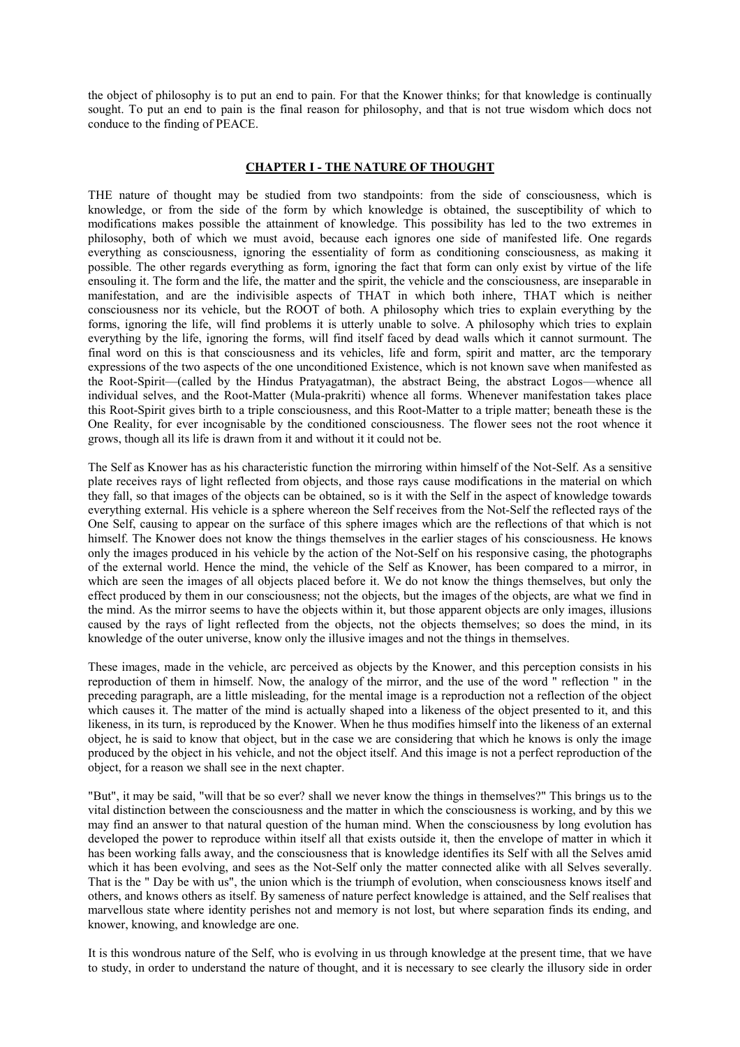the object of philosophy is to put an end to pain. For that the Knower thinks; for that knowledge is continually sought. To put an end to pain is the final reason for philosophy, and that is not true wisdom which docs not conduce to the finding of PEACE.

## CHAPTER I - THE NATURE OF THOUGHT

THE nature of thought may be studied from two standpoints: from the side of consciousness, which is knowledge, or from the side of the form by which knowledge is obtained, the susceptibility of which to modifications makes possible the attainment of knowledge. This possibility has led to the two extremes in philosophy, both of which we must avoid, because each ignores one side of manifested life. One regards everything as consciousness, ignoring the essentiality of form as conditioning consciousness, as making it possible. The other regards everything as form, ignoring the fact that form can only exist by virtue of the life ensouling it. The form and the life, the matter and the spirit, the vehicle and the consciousness, are inseparable in manifestation, and are the indivisible aspects of THAT in which both inhere, THAT which is neither consciousness nor its vehicle, but the ROOT of both. A philosophy which tries to explain everything by the forms, ignoring the life, will find problems it is utterly unable to solve. A philosophy which tries to explain everything by the life, ignoring the forms, will find itself faced by dead walls which it cannot surmount. The final word on this is that consciousness and its vehicles, life and form, spirit and matter, arc the temporary expressions of the two aspects of the one unconditioned Existence, which is not known save when manifested as the Root-Spirit—(called by the Hindus Pratyagatman), the abstract Being, the abstract Logos—whence all individual selves, and the Root-Matter (Mula-prakriti) whence all forms. Whenever manifestation takes place this Root-Spirit gives birth to a triple consciousness, and this Root-Matter to a triple matter; beneath these is the One Reality, for ever incognisable by the conditioned consciousness. The flower sees not the root whence it grows, though all its life is drawn from it and without it it could not be.

The Self as Knower has as his characteristic function the mirroring within himself of the Not-Self. As a sensitive plate receives rays of light reflected from objects, and those rays cause modifications in the material on which they fall, so that images of the objects can be obtained, so is it with the Self in the aspect of knowledge towards everything external. His vehicle is a sphere whereon the Self receives from the Not-Self the reflected rays of the One Self, causing to appear on the surface of this sphere images which are the reflections of that which is not himself. The Knower does not know the things themselves in the earlier stages of his consciousness. He knows only the images produced in his vehicle by the action of the Not-Self on his responsive casing, the photographs of the external world. Hence the mind, the vehicle of the Self as Knower, has been compared to a mirror, in which are seen the images of all objects placed before it. We do not know the things themselves, but only the effect produced by them in our consciousness; not the objects, but the images of the objects, are what we find in the mind. As the mirror seems to have the objects within it, but those apparent objects are only images, illusions caused by the rays of light reflected from the objects, not the objects themselves; so does the mind, in its knowledge of the outer universe, know only the illusive images and not the things in themselves.

These images, made in the vehicle, arc perceived as objects by the Knower, and this perception consists in his reproduction of them in himself. Now, the analogy of the mirror, and the use of the word " reflection " in the preceding paragraph, are a little misleading, for the mental image is a reproduction not a reflection of the object which causes it. The matter of the mind is actually shaped into a likeness of the object presented to it, and this likeness, in its turn, is reproduced by the Knower. When he thus modifies himself into the likeness of an external object, he is said to know that object, but in the case we are considering that which he knows is only the image produced by the object in his vehicle, and not the object itself. And this image is not a perfect reproduction of the object, for a reason we shall see in the next chapter.

"But", it may be said, "will that be so ever? shall we never know the things in themselves?" This brings us to the vital distinction between the consciousness and the matter in which the consciousness is working, and by this we may find an answer to that natural question of the human mind. When the consciousness by long evolution has developed the power to reproduce within itself all that exists outside it, then the envelope of matter in which it has been working falls away, and the consciousness that is knowledge identifies its Self with all the Selves amid which it has been evolving, and sees as the Not-Self only the matter connected alike with all Selves severally. That is the " Day be with us", the union which is the triumph of evolution, when consciousness knows itself and others, and knows others as itself. By sameness of nature perfect knowledge is attained, and the Self realises that marvellous state where identity perishes not and memory is not lost, but where separation finds its ending, and knower, knowing, and knowledge are one.

It is this wondrous nature of the Self, who is evolving in us through knowledge at the present time, that we have to study, in order to understand the nature of thought, and it is necessary to see clearly the illusory side in order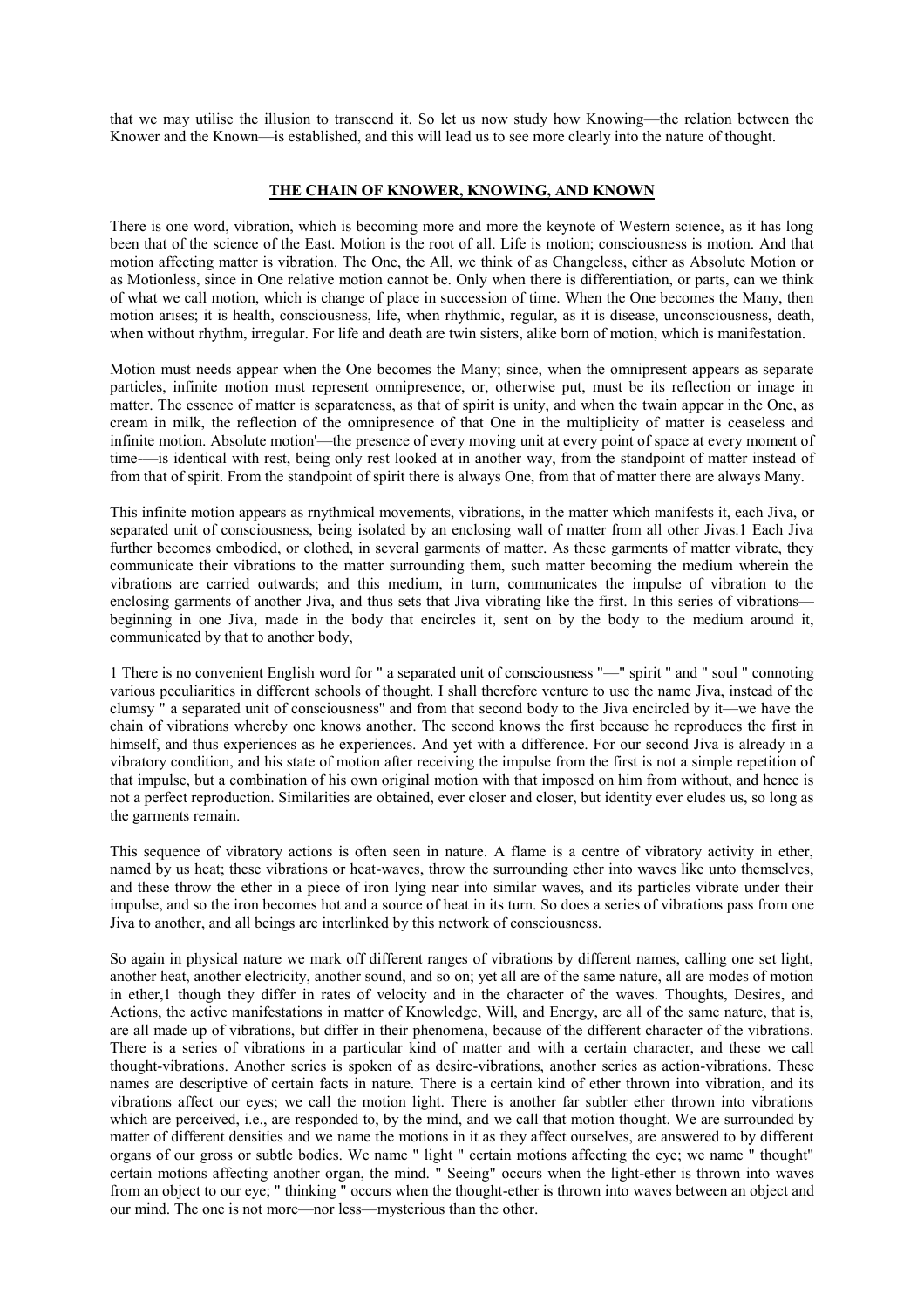that we may utilise the illusion to transcend it. So let us now study how Knowing—the relation between the Knower and the Known—is established, and this will lead us to see more clearly into the nature of thought.

## THE CHAIN OF KNOWER, KNOWING, AND KNOWN

There is one word, vibration, which is becoming more and more the keynote of Western science, as it has long been that of the science of the East. Motion is the root of all. Life is motion; consciousness is motion. And that motion affecting matter is vibration. The One, the All, we think of as Changeless, either as Absolute Motion or as Motionless, since in One relative motion cannot be. Only when there is differentiation, or parts, can we think of what we call motion, which is change of place in succession of time. When the One becomes the Many, then motion arises; it is health, consciousness, life, when rhythmic, regular, as it is disease, unconsciousness, death, when without rhythm, irregular. For life and death are twin sisters, alike born of motion, which is manifestation.

Motion must needs appear when the One becomes the Many; since, when the omnipresent appears as separate particles, infinite motion must represent omnipresence, or, otherwise put, must be its reflection or image in matter. The essence of matter is separateness, as that of spirit is unity, and when the twain appear in the One, as cream in milk, the reflection of the omnipresence of that One in the multiplicity of matter is ceaseless and infinite motion. Absolute motion'—the presence of every moving unit at every point of space at every moment of time-—is identical with rest, being only rest looked at in another way, from the standpoint of matter instead of from that of spirit. From the standpoint of spirit there is always One, from that of matter there are always Many.

This infinite motion appears as rnythmical movements, vibrations, in the matter which manifests it, each Jiva, or separated unit of consciousness, being isolated by an enclosing wall of matter from all other Jivas.[1] Each Jiva further becomes embodied, or clothed, in several garments of matter. As these garments of matter vibrate, they communicate their vibrations to the matter surrounding them, such matter becoming the medium wherein the vibrations are carried outwards; and this medium, in turn, communicates the impulse of vibration to the enclosing garments of another Jiva, and thus sets that Jiva vibrating like the first. In this series of vibrations—beginning in one Jiva, made in the body that encircles it, sent on by the body to the medium around it, communicated by that to another body, and from that second body to the Jiva encircled by it—we have the chain of vibrations whereby one knows another. The second knows the first because he reproduces the first in himself, and thus experiences as he experiences. And yet with a difference. For our second Jiva is already in a vibratory condition, and his state of motion after receiving the impulse from the first is not a simple repetition of that impulse, but a combination of his own original motion with that imposed on him from without, and hence is not a perfect reproduction. Similarities are obtained, ever closer and closer, but identity ever eludes us, so long as the garments remain.

This sequence of vibratory actions is often seen in nature. A flame is a centre of vibratory activity in ether, named by us heat; these vibrations or heat-waves, throw the surrounding ether into waves like unto themselves, and these throw the ether in a piece of iron lying near into similar waves, and its particles vibrate under their impulse, and so the iron becomes hot and a source of heat in its turn. So does a series of vibrations pass from one Jiva to another, and all beings are interlinked by this network of consciousness.

So again in physical nature we mark off different ranges of vibrations by different names, calling one set light, another heat, another electricity, another sound, and so on; yet all are of the same nature, all are modes of motion in ether,[1] though they differ in rates of velocity and in the character of the waves. Thoughts, Desires, and Actions, the active manifestations in matter of Knowledge, Will, and Energy, are all of the same nature, that is, are all made up of vibrations, but differ in their phenomena, because of the different character of the vibrations. There is a series of vibrations in a particular kind of matter and with a certain character, and these we call thought-vibrations. Another series is spoken of as desire-vibrations, another series as action-vibrations. These names are descriptive of certain facts in nature. There is a certain kind of ether thrown into vibration, and its vibrations affect our eyes; we call the motion light. There is another far subtler ether thrown into vibrations which are perceived, i.e., are responded to, by the mind, and we call that motion thought. We are surrounded by matter of different densities and we name the motions in it as they affect ourselves, are answered to by different organs of our gross or subtle bodies. We name " light " certain motions affecting the eye; we name " thought" certain motions affecting another organ, the mind. " Seeing" occurs when the light-ether is thrown into waves from an object to our eye; " thinking " occurs when the thought-ether is thrown into waves between an object and our mind. The one is not more—nor less—mysterious than the other.

[1] There is no convenient English word for " a separated unit of consciousness "—" spirit " and " soul " connoting various peculiarities in different schools of thought. I shall therefore venture to use the name Jiva, instead of the clumsy " a separated unit of consciousness"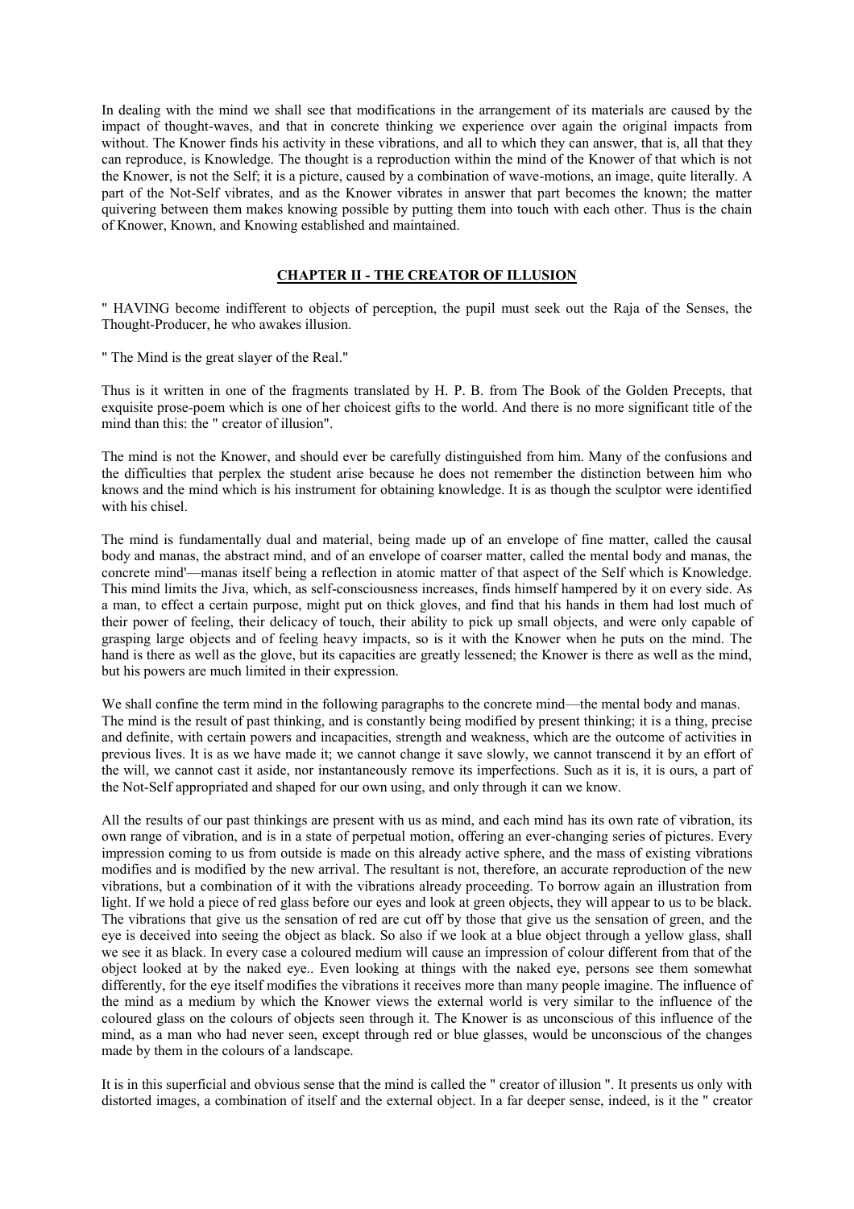In dealing with the mind we shall see that modifications in the arrangement of its materials are caused by the impact of thought-waves, and that in concrete thinking we experience over again the original impacts from without. The Knower finds his activity in these vibrations, and all to which they can answer, that is, all that they can reproduce, is Knowledge. The thought is a reproduction within the mind of the Knower of that which is not the Knower, is not the Self; it is a picture, caused by a combination of wave-motions, an image, quite literally. A part of the Not-Self vibrates, and as the Knower vibrates in answer that part becomes the known; the matter quivering between them makes knowing possible by putting them into touch with each other. Thus is the chain of Knower, Known, and Knowing established and maintained.

## CHAPTER II - THE CREATOR OF ILLUSION

" HAVING become indifferent to objects of perception, the pupil must seek out the Raja of the Senses, the Thought-Producer, he who awakes illusion.

" The Mind is the great slayer of the Real."

Thus is it written in one of the fragments translated by H. P. B. from The Book of the Golden Precepts, that exquisite prose-poem which is one of her choicest gifts to the world. And there is no more significant title of the mind than this: the " creator of illusion".

The mind is not the Knower, and should ever be carefully distinguished from him. Many of the confusions and the difficulties that perplex the student arise because he does not remember the distinction between him who knows and the mind which is his instrument for obtaining knowledge. It is as though the sculptor were identified with his chisel.

The mind is fundamentally dual and material, being made up of an envelope of fine matter, called the causal body and manas, the abstract mind, and of an envelope of coarser matter, called the mental body and manas, the concrete mind'—manas itself being a reflection in atomic matter of that aspect of the Self which is Knowledge. This mind limits the Jiva, which, as self-consciousness increases, finds himself hampered by it on every side. As a man, to effect a certain purpose, might put on thick gloves, and find that his hands in them had lost much of their power of feeling, their delicacy of touch, their ability to pick up small objects, and were only capable of grasping large objects and of feeling heavy impacts, so is it with the Knower when he puts on the mind. The hand is there as well as the glove, but its capacities are greatly lessened; the Knower is there as well as the mind, but his powers are much limited in their expression.

We shall confine the term mind in the following paragraphs to the concrete mind—the mental body and manas. The mind is the result of past thinking, and is constantly being modified by present thinking; it is a thing, precise and definite, with certain powers and incapacities, strength and weakness, which are the outcome of activities in previous lives. It is as we have made it; we cannot change it save slowly, we cannot transcend it by an effort of the will, we cannot cast it aside, nor instantaneously remove its imperfections. Such as it is, it is ours, a part of the Not-Self appropriated and shaped for our own using, and only through it can we know.

All the results of our past thinkings are present with us as mind, and each mind has its own rate of vibration, its own range of vibration, and is in a state of perpetual motion, offering an ever-changing series of pictures. Every impression coming to us from outside is made on this already active sphere, and the mass of existing vibrations modifies and is modified by the new arrival. The resultant is not, therefore, an accurate reproduction of the new vibrations, but a combination of it with the vibrations already proceeding. To borrow again an illustration from light. If we hold a piece of red glass before our eyes and look at green objects, they will appear to us to be black. The vibrations that give us the sensation of red are cut off by those that give us the sensation of green, and the eye is deceived into seeing the object as black. So also if we look at a blue object through a yellow glass, shall we see it as black. In every case a coloured medium will cause an impression of colour different from that of the object looked at by the naked eye.. Even looking at things with the naked eye, persons see them somewhat differently, for the eye itself modifies the vibrations it receives more than many people imagine. The influence of the mind as a medium by which the Knower views the external world is very similar to the influence of the coloured glass on the colours of objects seen through it. The Knower is as unconscious of this influence of the mind, as a man who had never seen, except through red or blue glasses, would be unconscious of the changes made by them in the colours of a landscape.

It is in this superficial and obvious sense that the mind is called the " creator of illusion ". It presents us only with distorted images, a combination of itself and the external object. In a far deeper sense, indeed, is it the " creator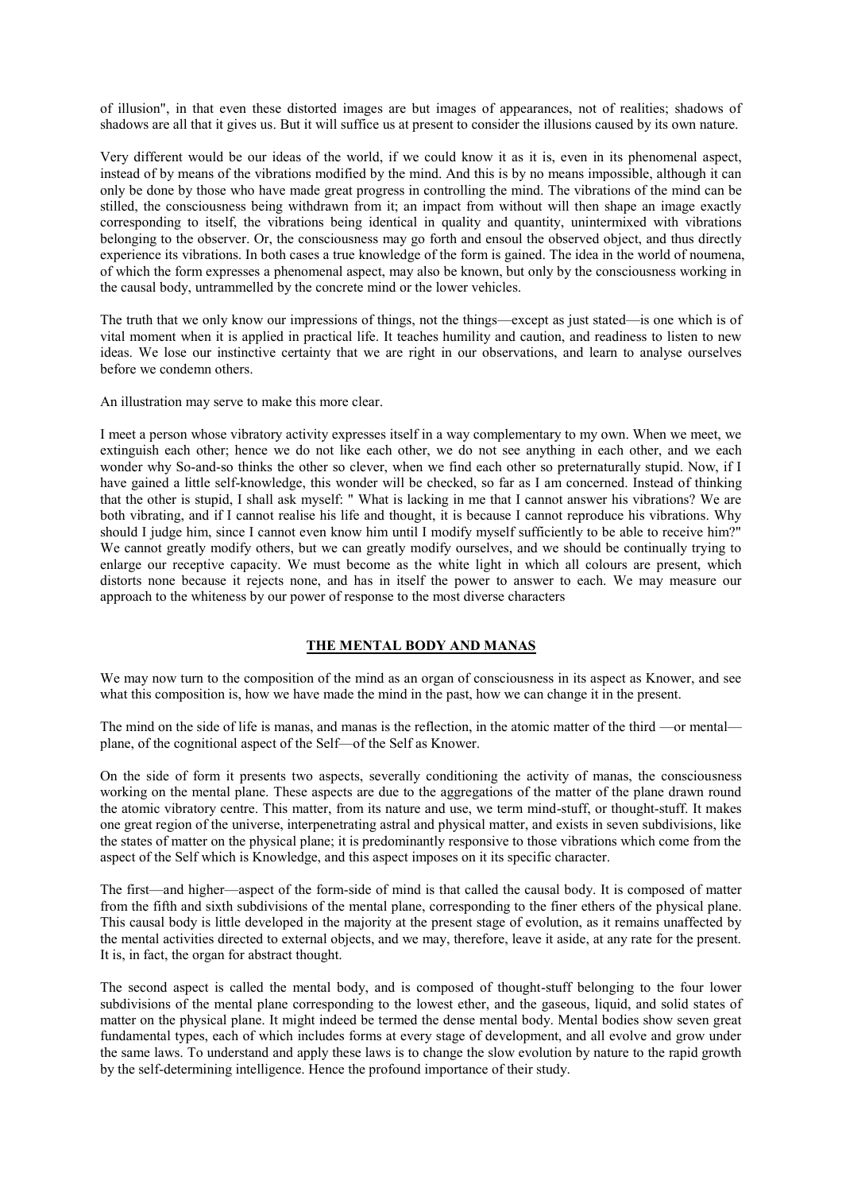of illusion", in that even these distorted images are but images of appearances, not of realities; shadows of shadows are all that it gives us. But it will suffice us at present to consider the illusions caused by its own nature.

Very different would be our ideas of the world, if we could know it as it is, even in its phenomenal aspect, instead of by means of the vibrations modified by the mind. And this is by no means impossible, although it can only be done by those who have made great progress in controlling the mind. The vibrations of the mind can be stilled, the consciousness being withdrawn from it; an impact from without will then shape an image exactly corresponding to itself, the vibrations being identical in quality and quantity, unintermixed with vibrations belonging to the observer. Or, the consciousness may go forth and ensoul the observed object, and thus directly experience its vibrations. In both cases a true knowledge of the form is gained. The idea in the world of noumena, of which the form expresses a phenomenal aspect, may also be known, but only by the consciousness working in the causal body, untrammelled by the concrete mind or the lower vehicles.

The truth that we only know our impressions of things, not the things—except as just stated—is one which is of vital moment when it is applied in practical life. It teaches humility and caution, and readiness to listen to new ideas. We lose our instinctive certainty that we are right in our observations, and learn to analyse ourselves before we condemn others.

An illustration may serve to make this more clear.

I meet a person whose vibratory activity expresses itself in a way complementary to my own. When we meet, we extinguish each other; hence we do not like each other, we do not see anything in each other, and we each wonder why So-and-so thinks the other so clever, when we find each other so preternaturally stupid. Now, if I have gained a little self-knowledge, this wonder will be checked, so far as I am concerned. Instead of thinking that the other is stupid, I shall ask myself: " What is lacking in me that I cannot answer his vibrations? We are both vibrating, and if I cannot realise his life and thought, it is because I cannot reproduce his vibrations. Why should I judge him, since I cannot even know him until I modify myself sufficiently to be able to receive him?" We cannot greatly modify others, but we can greatly modify ourselves, and we should be continually trying to enlarge our receptive capacity. We must become as the white light in which all colours are present, which distorts none because it rejects none, and has in itself the power to answer to each. We may measure our approach to the whiteness by our power of response to the most diverse characters

## THE MENTAL BODY AND MANAS

We may now turn to the composition of the mind as an organ of consciousness in its aspect as Knower, and see what this composition is, how we have made the mind in the past, how we can change it in the present.

The mind on the side of life is manas, and manas is the reflection, in the atomic matter of the third —or mental— plane, of the cognitional aspect of the Self—of the Self as Knower.

On the side of form it presents two aspects, severally conditioning the activity of manas, the consciousness working on the mental plane. These aspects are due to the aggregations of the matter of the plane drawn round the atomic vibratory centre. This matter, from its nature and use, we term mind-stuff, or thought-stuff. It makes one great region of the universe, interpenetrating astral and physical matter, and exists in seven subdivisions, like the states of matter on the physical plane; it is predominantly responsive to those vibrations which come from the aspect of the Self which is Knowledge, and this aspect imposes on it its specific character.

The first—and higher—aspect of the form-side of mind is that called the causal body. It is composed of matter from the fifth and sixth subdivisions of the mental plane, corresponding to the finer ethers of the physical plane. This causal body is little developed in the majority at the present stage of evolution, as it remains unaffected by the mental activities directed to external objects, and we may, therefore, leave it aside, at any rate for the present. It is, in fact, the organ for abstract thought.

The second aspect is called the mental body, and is composed of thought-stuff belonging to the four lower subdivisions of the mental plane corresponding to the lowest ether, and the gaseous, liquid, and solid states of matter on the physical plane. It might indeed be termed the dense mental body. Mental bodies show seven great fundamental types, each of which includes forms at every stage of development, and all evolve and grow under the same laws. To understand and apply these laws is to change the slow evolution by nature to the rapid growth by the self-determining intelligence. Hence the profound importance of their study.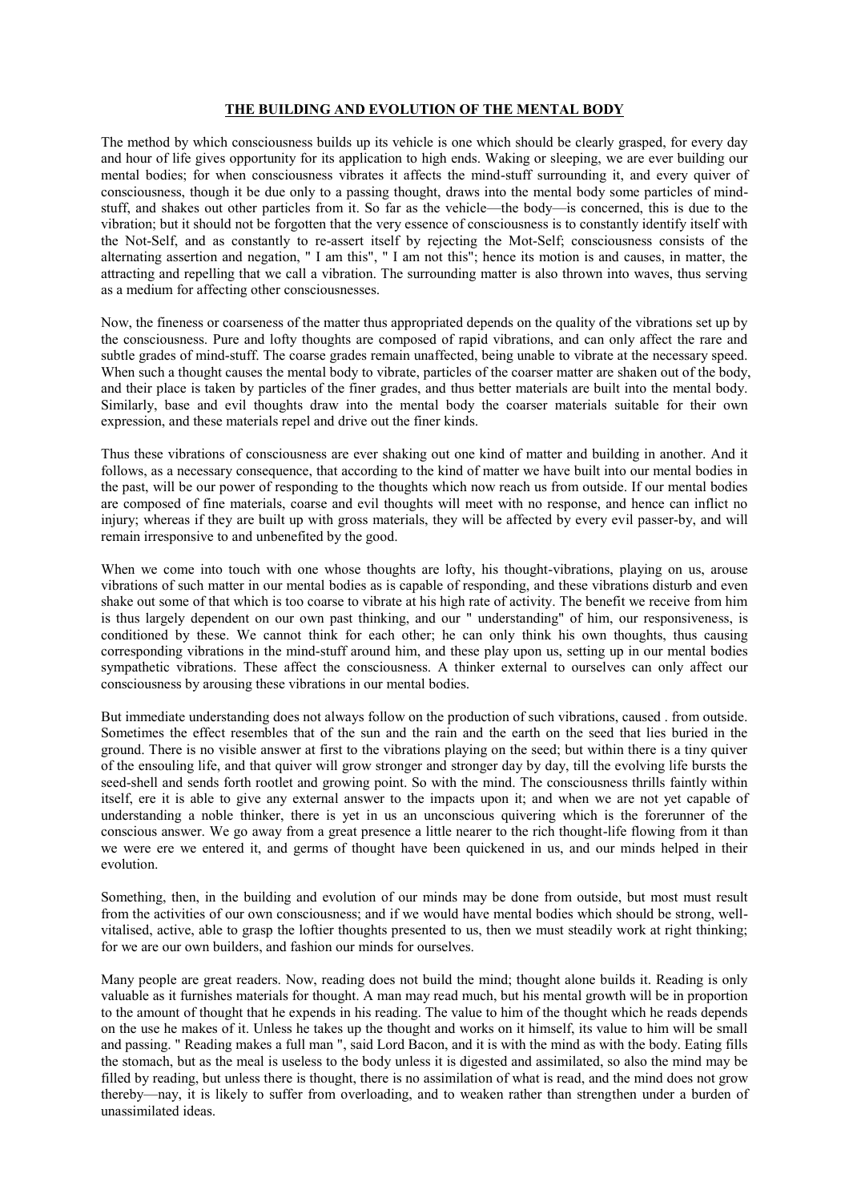## THE BUILDING AND EVOLUTION OF THE MENTAL BODY

The method by which consciousness builds up its vehicle is one which should be clearly grasped, for every day and hour of life gives opportunity for its application to high ends. Waking or sleeping, we are ever building our mental bodies; for when consciousness vibrates it affects the mind-stuff surrounding it, and every quiver of consciousness, though it be due only to a passing thought, draws into the mental body some particles of mind-stuff, and shakes out other particles from it. So far as the vehicle—the body—is concerned, this is due to the vibration; but it should not be forgotten that the very essence of consciousness is to constantly identify itself with the Not-Self, and as constantly to re-assert itself by rejecting the Mot-Self; consciousness consists of the alternating assertion and negation, " I am this", " I am not this"; hence its motion is and causes, in matter, the attracting and repelling that we call a vibration. The surrounding matter is also thrown into waves, thus serving as a medium for affecting other consciousnesses.

Now, the fineness or coarseness of the matter thus appropriated depends on the quality of the vibrations set up by the consciousness. Pure and lofty thoughts are composed of rapid vibrations, and can only affect the rare and subtle grades of mind-stuff. The coarse grades remain unaffected, being unable to vibrate at the necessary speed. When such a thought causes the mental body to vibrate, particles of the coarser matter are shaken out of the body, and their place is taken by particles of the finer grades, and thus better materials are built into the mental body. Similarly, base and evil thoughts draw into the mental body the coarser materials suitable for their own expression, and these materials repel and drive out the finer kinds.

Thus these vibrations of consciousness are ever shaking out one kind of matter and building in another. And it follows, as a necessary consequence, that according to the kind of matter we have built into our mental bodies in the past, will be our power of responding to the thoughts which now reach us from outside. If our mental bodies are composed of fine materials, coarse and evil thoughts will meet with no response, and hence can inflict no injury; whereas if they are built up with gross materials, they will be affected by every evil passer-by, and will remain irresponsive to and unbenefited by the good.

When we come into touch with one whose thoughts are lofty, his thought-vibrations, playing on us, arouse vibrations of such matter in our mental bodies as is capable of responding, and these vibrations disturb and even shake out some of that which is too coarse to vibrate at his high rate of activity. The benefit we receive from him is thus largely dependent on our own past thinking, and our " understanding" of him, our responsiveness, is conditioned by these. We cannot think for each other; he can only think his own thoughts, thus causing corresponding vibrations in the mind-stuff around him, and these play upon us, setting up in our mental bodies sympathetic vibrations. These affect the consciousness. A thinker external to ourselves can only affect our consciousness by arousing these vibrations in our mental bodies.

But immediate understanding does not always follow on the production of such vibrations, caused . from outside. Sometimes the effect resembles that of the sun and the rain and the earth on the seed that lies buried in the ground. There is no visible answer at first to the vibrations playing on the seed; but within there is a tiny quiver of the ensouling life, and that quiver will grow stronger and stronger day by day, till the evolving life bursts the seed-shell and sends forth rootlet and growing point. So with the mind. The consciousness thrills faintly within itself, ere it is able to give any external answer to the impacts upon it; and when we are not yet capable of understanding a noble thinker, there is yet in us an unconscious quivering which is the forerunner of the conscious answer. We go away from a great presence a little nearer to the rich thought-life flowing from it than we were ere we entered it, and germs of thought have been quickened in us, and our minds helped in their evolution.

Something, then, in the building and evolution of our minds may be done from outside, but most must result from the activities of our own consciousness; and if we would have mental bodies which should be strong, well-vitalised, active, able to grasp the loftier thoughts presented to us, then we must steadily work at right thinking; for we are our own builders, and fashion our minds for ourselves.

Many people are great readers. Now, reading does not build the mind; thought alone builds it. Reading is only valuable as it furnishes materials for thought. A man may read much, but his mental growth will be in proportion to the amount of thought that he expends in his reading. The value to him of the thought which he reads depends on the use he makes of it. Unless he takes up the thought and works on it himself, its value to him will be small and passing. " Reading makes a full man ", said Lord Bacon, and it is with the mind as with the body. Eating fills the stomach, but as the meal is useless to the body unless it is digested and assimilated, so also the mind may be filled by reading, but unless there is thought, there is no assimilation of what is read, and the mind does not grow thereby—nay, it is likely to suffer from overloading, and to weaken rather than strengthen under a burden of unassimilated ideas.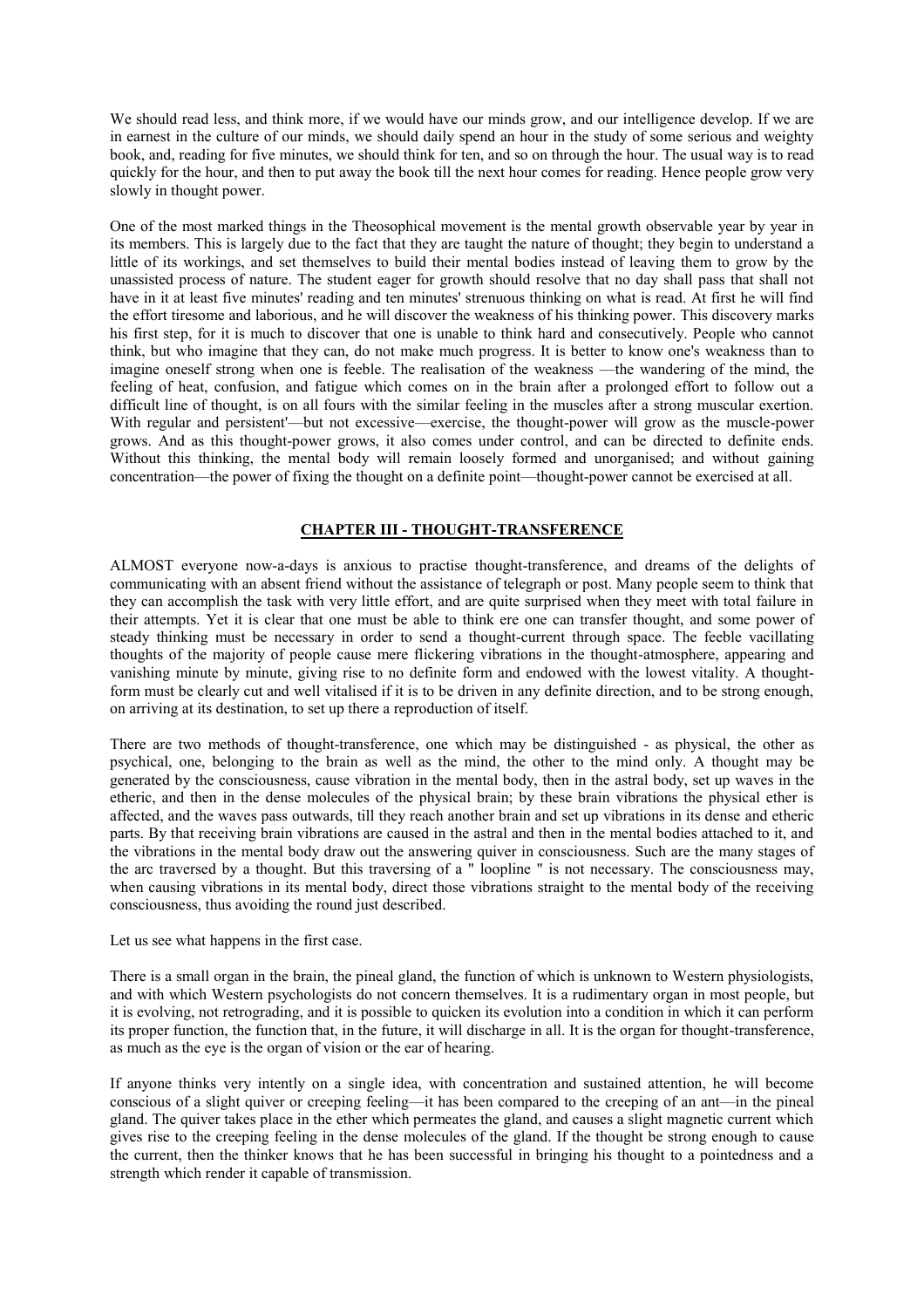We should read less, and think more, if we would have our minds grow, and our intelligence develop. If we are in earnest in the culture of our minds, we should daily spend an hour in the study of some serious and weighty book, and, reading for five minutes, we should think for ten, and so on through the hour. The usual way is to read quickly for the hour, and then to put away the book till the next hour comes for reading. Hence people grow very slowly in thought power.

One of the most marked things in the Theosophical movement is the mental growth observable year by year in its members. This is largely due to the fact that they are taught the nature of thought; they begin to understand a little of its workings, and set themselves to build their mental bodies instead of leaving them to grow by the unassisted process of nature. The student eager for growth should resolve that no day shall pass that shall not have in it at least five minutes' reading and ten minutes' strenuous thinking on what is read. At first he will find the effort tiresome and laborious, and he will discover the weakness of his thinking power. This discovery marks his first step, for it is much to discover that one is unable to think hard and consecutively. People who cannot think, but who imagine that they can, do not make much progress. It is better to know one's weakness than to imagine oneself strong when one is feeble. The realisation of the weakness —the wandering of the mind, the feeling of heat, confusion, and fatigue which comes on in the brain after a prolonged effort to follow out a difficult line of thought, is on all fours with the similar feeling in the muscles after a strong muscular exertion. With regular and persistent'—but not excessive—exercise, the thought-power will grow as the muscle-power grows. And as this thought-power grows, it also comes under control, and can be directed to definite ends. Without this thinking, the mental body will remain loosely formed and unorganised; and without gaining concentration—the power of fixing the thought on a definite point—thought-power cannot be exercised at all.

## CHAPTER III - THOUGHT-TRANSFERENCE

ALMOST everyone now-a-days is anxious to practise thought-transference, and dreams of the delights of communicating with an absent friend without the assistance of telegraph or post. Many people seem to think that they can accomplish the task with very little effort, and are quite surprised when they meet with total failure in their attempts. Yet it is clear that one must be able to think ere one can transfer thought, and some power of steady thinking must be necessary in order to send a thought-current through space. The feeble vacillating thoughts of the majority of people cause mere flickering vibrations in the thought-atmosphere, appearing and vanishing minute by minute, giving rise to no definite form and endowed with the lowest vitality. A thought-form must be clearly cut and well vitalised if it is to be driven in any definite direction, and to be strong enough, on arriving at its destination, to set up there a reproduction of itself.

There are two methods of thought-transference, one which may be distinguished - as physical, the other as psychical, one, belonging to the brain as well as the mind, the other to the mind only. A thought may be generated by the consciousness, cause vibration in the mental body, then in the astral body, set up waves in the etheric, and then in the dense molecules of the physical brain; by these brain vibrations the physical ether is affected, and the waves pass outwards, till they reach another brain and set up vibrations in its dense and etheric parts. By that receiving brain vibrations are caused in the astral and then in the mental bodies attached to it, and the vibrations in the mental body draw out the answering quiver in consciousness. Such are the many stages of the arc traversed by a thought. But this traversing of a " loopline " is not necessary. The consciousness may, when causing vibrations in its mental body, direct those vibrations straight to the mental body of the receiving consciousness, thus avoiding the round just described.

Let us see what happens in the first case.

There is a small organ in the brain, the pineal gland, the function of which is unknown to Western physiologists, and with which Western psychologists do not concern themselves. It is a rudimentary organ in most people, but it is evolving, not retrograding, and it is possible to quicken its evolution into a condition in which it can perform its proper function, the function that, in the future, it will discharge in all. It is the organ for thought-transference, as much as the eye is the organ of vision or the ear of hearing.

If anyone thinks very intently on a single idea, with concentration and sustained attention, he will become conscious of a slight quiver or creeping feeling—it has been compared to the creeping of an ant—in the pineal gland. The quiver takes place in the ether which permeates the gland, and causes a slight magnetic current which gives rise to the creeping feeling in the dense molecules of the gland. If the thought be strong enough to cause the current, then the thinker knows that he has been successful in bringing his thought to a pointedness and a strength which render it capable of transmission.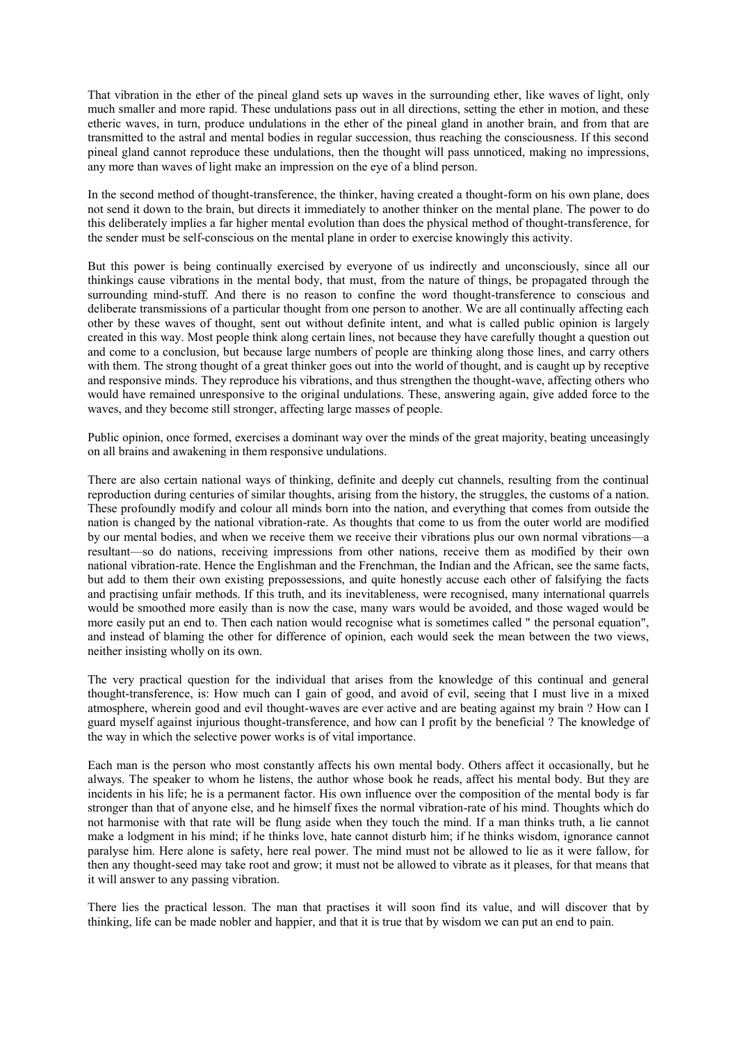That vibration in the ether of the pineal gland sets up waves in the surrounding ether, like waves of light, only much smaller and more rapid. These undulations pass out in all directions, setting the ether in motion, and these etheric waves, in turn, produce undulations in the ether of the pineal gland in another brain, and from that are transmitted to the astral and mental bodies in regular succession, thus reaching the consciousness. If this second pineal gland cannot reproduce these undulations, then the thought will pass unnoticed, making no impressions, any more than waves of light make an impression on the eye of a blind person.

In the second method of thought-transference, the thinker, having created a thought-form on his own plane, does not send it down to the brain, but directs it immediately to another thinker on the mental plane. The power to do this deliberately implies a far higher mental evolution than does the physical method of thought-transference, for the sender must be self-conscious on the mental plane in order to exercise knowingly this activity.

But this power is being continually exercised by everyone of us indirectly and unconsciously, since all our thinkings cause vibrations in the mental body, that must, from the nature of things, be propagated through the surrounding mind-stuff. And there is no reason to confine the word thought-transference to conscious and deliberate transmissions of a particular thought from one person to another. We are all continually affecting each other by these waves of thought, sent out without definite intent, and what is called public opinion is largely created in this way. Most people think along certain lines, not because they have carefully thought a question out and come to a conclusion, but because large numbers of people are thinking along those lines, and carry others with them. The strong thought of a great thinker goes out into the world of thought, and is caught up by receptive and responsive minds. They reproduce his vibrations, and thus strengthen the thought-wave, affecting others who would have remained unresponsive to the original undulations. These, answering again, give added force to the waves, and they become still stronger, affecting large masses of people.

Public opinion, once formed, exercises a dominant way over the minds of the great majority, beating unceasingly on all brains and awakening in them responsive undulations.

There are also certain national ways of thinking, definite and deeply cut channels, resulting from the continual reproduction during centuries of similar thoughts, arising from the history, the struggles, the customs of a nation. These profoundly modify and colour all minds born into the nation, and everything that comes from outside the nation is changed by the national vibration-rate. As thoughts that come to us from the outer world are modified by our mental bodies, and when we receive them we receive their vibrations plus our own normal vibrations—a resultant—so do nations, receiving impressions from other nations, receive them as modified by their own national vibration-rate. Hence the Englishman and the Frenchman, the Indian and the African, see the same facts, but add to them their own existing prepossessions, and quite honestly accuse each other of falsifying the facts and practising unfair methods. If this truth, and its inevitableness, were recognised, many international quarrels would be smoothed more easily than is now the case, many wars would be avoided, and those waged would be more easily put an end to. Then each nation would recognise what is sometimes called " the personal equation", and instead of blaming the other for difference of opinion, each would seek the mean between the two views, neither insisting wholly on its own.

The very practical question for the individual that arises from the knowledge of this continual and general thought-transference, is: How much can I gain of good, and avoid of evil, seeing that I must live in a mixed atmosphere, wherein good and evil thought-waves are ever active and are beating against my brain ? How can I guard myself against injurious thought-transference, and how can I profit by the beneficial ? The knowledge of the way in which the selective power works is of vital importance.

Each man is the person who most constantly affects his own mental body. Others affect it occasionally, but he always. The speaker to whom he listens, the author whose book he reads, affect his mental body. But they are incidents in his life; he is a permanent factor. His own influence over the composition of the mental body is far stronger than that of anyone else, and he himself fixes the normal vibration-rate of his mind. Thoughts which do not harmonise with that rate will be flung aside when they touch the mind. If a man thinks truth, a lie cannot make a lodgment in his mind; if he thinks love, hate cannot disturb him; if he thinks wisdom, ignorance cannot paralyse him. Here alone is safety, here real power. The mind must not be allowed to lie as it were fallow, for then any thought-seed may take root and grow; it must not be allowed to vibrate as it pleases, for that means that it will answer to any passing vibration.

There lies the practical lesson. The man that practises it will soon find its value, and will discover that by thinking, life can be made nobler and happier, and that it is true that by wisdom we can put an end to pain.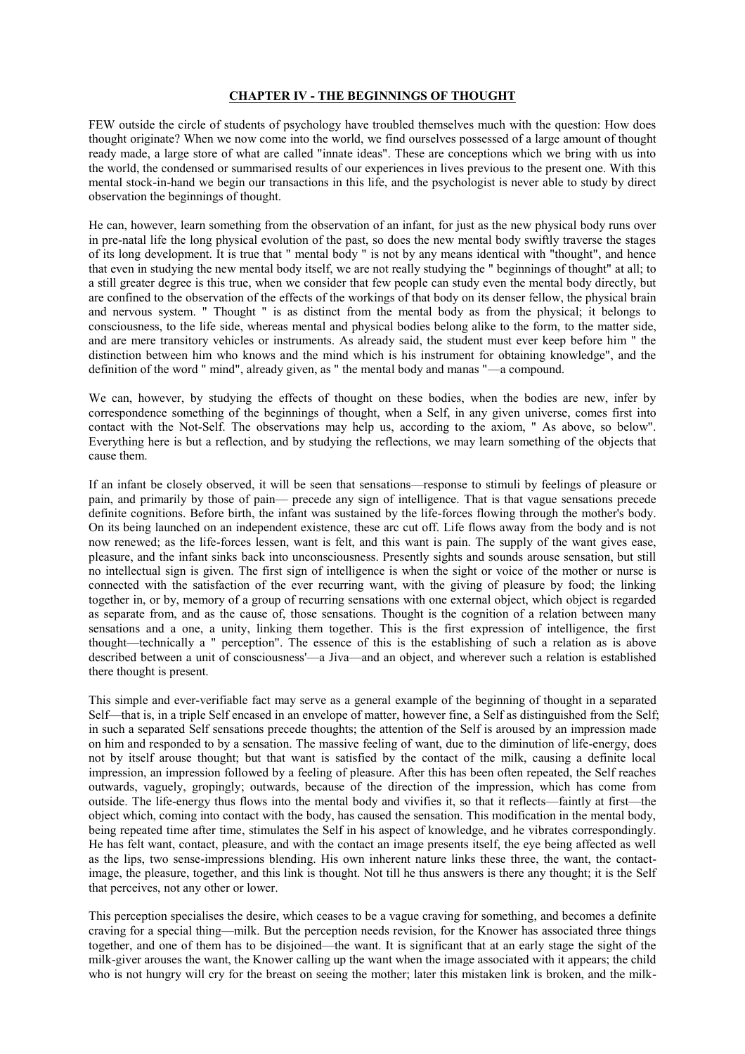## CHAPTER IV - THE BEGINNINGS OF THOUGHT

FEW outside the circle of students of psychology have troubled themselves much with the question: How does thought originate? When we now come into the world, we find ourselves possessed of a large amount of thought ready made, a large store of what are called "innate ideas". These are conceptions which we bring with us into the world, the condensed or summarised results of our experiences in lives previous to the present one. With this mental stock-in-hand we begin our transactions in this life, and the psychologist is never able to study by direct observation the beginnings of thought.

He can, however, learn something from the observation of an infant, for just as the new physical body runs over in pre-natal life the long physical evolution of the past, so does the new mental body swiftly traverse the stages of its long development. It is true that " mental body " is not by any means identical with "thought", and hence that even in studying the new mental body itself, we are not really studying the " beginnings of thought" at all; to a still greater degree is this true, when we consider that few people can study even the mental body directly, but are confined to the observation of the effects of the workings of that body on its denser fellow, the physical brain and nervous system. " Thought " is as distinct from the mental body as from the physical; it belongs to consciousness, to the life side, whereas mental and physical bodies belong alike to the form, to the matter side, and are mere transitory vehicles or instruments. As already said, the student must ever keep before him " the distinction between him who knows and the mind which is his instrument for obtaining knowledge", and the definition of the word " mind", already given, as " the mental body and manas "—a compound.

We can, however, by studying the effects of thought on these bodies, when the bodies are new, infer by correspondence something of the beginnings of thought, when a Self, in any given universe, comes first into contact with the Not-Self. The observations may help us, according to the axiom, " As above, so below". Everything here is but a reflection, and by studying the reflections, we may learn something of the objects that cause them.

If an infant be closely observed, it will be seen that sensations—response to stimuli by feelings of pleasure or pain, and primarily by those of pain— precede any sign of intelligence. That is that vague sensations precede definite cognitions. Before birth, the infant was sustained by the life-forces flowing through the mother's body. On its being launched on an independent existence, these arc cut off. Life flows away from the body and is not now renewed; as the life-forces lessen, want is felt, and this want is pain. The supply of the want gives ease, pleasure, and the infant sinks back into unconsciousness. Presently sights and sounds arouse sensation, but still no intellectual sign is given. The first sign of intelligence is when the sight or voice of the mother or nurse is connected with the satisfaction of the ever recurring want, with the giving of pleasure by food; the linking together in, or by, memory of a group of recurring sensations with one external object, which object is regarded as separate from, and as the cause of, those sensations. Thought is the cognition of a relation between many sensations and a one, a unity, linking them together. This is the first expression of intelligence, the first thought—technically a " perception". The essence of this is the establishing of such a relation as is above described between a unit of consciousness'—a Jiva—and an object, and wherever such a relation is established there thought is present.

This simple and ever-verifiable fact may serve as a general example of the beginning of thought in a separated Self—that is, in a triple Self encased in an envelope of matter, however fine, a Self as distinguished from the Self; in such a separated Self sensations precede thoughts; the attention of the Self is aroused by an impression made on him and responded to by a sensation. The massive feeling of want, due to the diminution of life-energy, does not by itself arouse thought; but that want is satisfied by the contact of the milk, causing a definite local impression, an impression followed by a feeling of pleasure. After this has been often repeated, the Self reaches outwards, vaguely, gropingly; outwards, because of the direction of the impression, which has come from outside. The life-energy thus flows into the mental body and vivifies it, so that it reflects—faintly at first—the object which, coming into contact with the body, has caused the sensation. This modification in the mental body, being repeated time after time, stimulates the Self in his aspect of knowledge, and he vibrates correspondingly. He has felt want, contact, pleasure, and with the contact an image presents itself, the eye being affected as well as the lips, two sense-impressions blending. His own inherent nature links these three, the want, the contact-image, the pleasure, together, and this link is thought. Not till he thus answers is there any thought; it is the Self that perceives, not any other or lower.

This perception specialises the desire, which ceases to be a vague craving for something, and becomes a definite craving for a special thing—milk. But the perception needs revision, for the Knower has associated three things together, and one of them has to be disjoined—the want. It is significant that at an early stage the sight of the milk-giver arouses the want, the Knower calling up the want when the image associated with it appears; the child who is not hungry will cry for the breast on seeing the mother; later this mistaken link is broken, and the milk-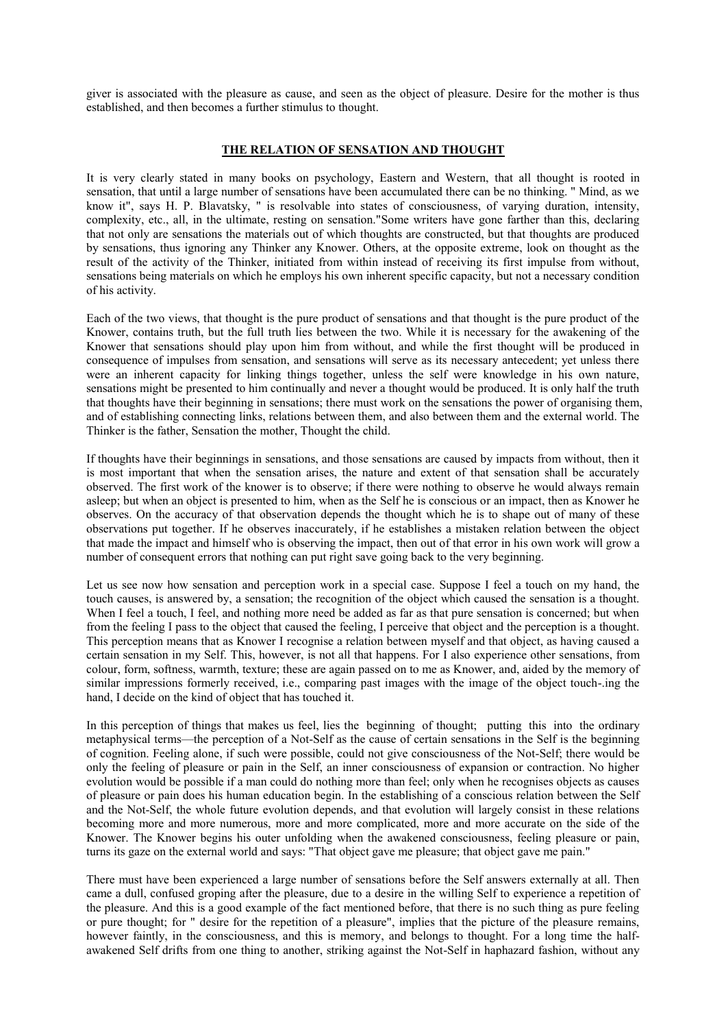giver is associated with the pleasure as cause, and seen as the object of pleasure. Desire for the mother is thus established, and then becomes a further stimulus to thought.

## THE RELATION OF SENSATION AND THOUGHT

It is very clearly stated in many books on psychology, Eastern and Western, that all thought is rooted in sensation, that until a large number of sensations have been accumulated there can be no thinking. " Mind, as we know it", says H. P. Blavatsky, " is resolvable into states of consciousness, of varying duration, intensity, complexity, etc., all, in the ultimate, resting on sensation."Some writers have gone farther than this, declaring that not only are sensations the materials out of which thoughts are constructed, but that thoughts are produced by sensations, thus ignoring any Thinker any Knower. Others, at the opposite extreme, look on thought as the result of the activity of the Thinker, initiated from within instead of receiving its first impulse from without, sensations being materials on which he employs his own inherent specific capacity, but not a necessary condition of his activity.

Each of the two views, that thought is the pure product of sensations and that thought is the pure product of the Knower, contains truth, but the full truth lies between the two. While it is necessary for the awakening of the Knower that sensations should play upon him from without, and while the first thought will be produced in consequence of impulses from sensation, and sensations will serve as its necessary antecedent; yet unless there were an inherent capacity for linking things together, unless the self were knowledge in his own nature, sensations might be presented to him continually and never a thought would be produced. It is only half the truth that thoughts have their beginning in sensations; there must work on the sensations the power of organising them, and of establishing connecting links, relations between them, and also between them and the external world. The Thinker is the father, Sensation the mother, Thought the child.

If thoughts have their beginnings in sensations, and those sensations are caused by impacts from without, then it is most important that when the sensation arises, the nature and extent of that sensation shall be accurately observed. The first work of the knower is to observe; if there were nothing to observe he would always remain asleep; but when an object is presented to him, when as the Self he is conscious or an impact, then as Knower he observes. On the accuracy of that observation depends the thought which he is to shape out of many of these observations put together. If he observes inaccurately, if he establishes a mistaken relation between the object that made the impact and himself who is observing the impact, then out of that error in his own work will grow a number of consequent errors that nothing can put right save going back to the very beginning.

Let us see now how sensation and perception work in a special case. Suppose I feel a touch on my hand, the touch causes, is answered by, a sensation; the recognition of the object which caused the sensation is a thought. When I feel a touch, I feel, and nothing more need be added as far as that pure sensation is concerned; but when from the feeling I pass to the object that caused the feeling, I perceive that object and the perception is a thought. This perception means that as Knower I recognise a relation between myself and that object, as having caused a certain sensation in my Self. This, however, is not all that happens. For I also experience other sensations, from colour, form, softness, warmth, texture; these are again passed on to me as Knower, and, aided by the memory of similar impressions formerly received, i.e., comparing past images with the image of the object touch-.ing the hand, I decide on the kind of object that has touched it.

In this perception of things that makes us feel, lies the beginning of thought; putting this into the ordinary metaphysical terms—the perception of a Not-Self as the cause of certain sensations in the Self is the beginning of cognition. Feeling alone, if such were possible, could not give consciousness of the Not-Self; there would be only the feeling of pleasure or pain in the Self, an inner consciousness of expansion or contraction. No higher evolution would be possible if a man could do nothing more than feel; only when he recognises objects as causes of pleasure or pain does his human education begin. In the establishing of a conscious relation between the Self and the Not-Self, the whole future evolution depends, and that evolution will largely consist in these relations becoming more and more numerous, more and more complicated, more and more accurate on the side of the Knower. The Knower begins his outer unfolding when the awakened consciousness, feeling pleasure or pain, turns its gaze on the external world and says: "That object gave me pleasure; that object gave me pain."

There must have been experienced a large number of sensations before the Self answers externally at all. Then came a dull, confused groping after the pleasure, due to a desire in the willing Self to experience a repetition of the pleasure. And this is a good example of the fact mentioned before, that there is no such thing as pure feeling or pure thought; for " desire for the repetition of a pleasure", implies that the picture of the pleasure remains, however faintly, in the consciousness, and this is memory, and belongs to thought. For a long time the half-awakened Self drifts from one thing to another, striking against the Not-Self in haphazard fashion, without any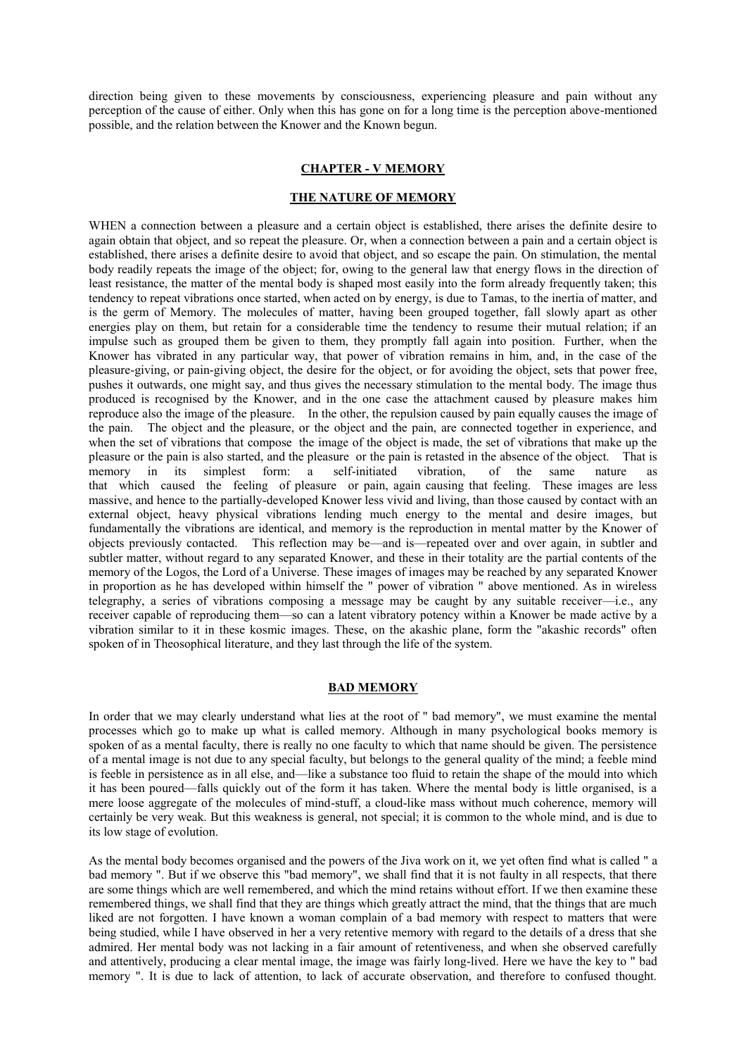direction being given to these movements by consciousness, experiencing pleasure and pain without any perception of the cause of either. Only when this has gone on for a long time is the perception above-mentioned possible, and the relation between the Knower and the Known begun.

## CHAPTER - V MEMORY

### THE NATURE OF MEMORY

WHEN a connection between a pleasure and a certain object is established, there arises the definite desire to again obtain that object, and so repeat the pleasure. Or, when a connection between a pain and a certain object is established, there arises a definite desire to avoid that object, and so escape the pain. On stimulation, the mental body readily repeats the image of the object; for, owing to the general law that energy flows in the direction of least resistance, the matter of the mental body is shaped most easily into the form already frequently taken; this tendency to repeat vibrations once started, when acted on by energy, is due to Tamas, to the inertia of matter, and is the germ of Memory. The molecules of matter, having been grouped together, fall slowly apart as other energies play on them, but retain for a considerable time the tendency to resume their mutual relation; if an impulse such as grouped them be given to them, they promptly fall again into position. Further, when the Knower has vibrated in any particular way, that power of vibration remains in him, and, in the case of the pleasure-giving, or pain-giving object, the desire for the object, or for avoiding the object, sets that power free, pushes it outwards, one might say, and thus gives the necessary stimulation to the mental body. The image thus produced is recognised by the Knower, and in the one case the attachment caused by pleasure makes him reproduce also the image of the pleasure. In the other, the repulsion caused by pain equally causes the image of the pain. The object and the pleasure, or the object and the pain, are connected together in experience, and when the set of vibrations that compose the image of the object is made, the set of vibrations that make up the pleasure or the pain is also started, and the pleasure or the pain is retasted in the absence of the object. That is memory in its simplest form: a self-initiated vibration, of the same nature as that which caused the feeling of pleasure or pain, again causing that feeling. These images are less massive, and hence to the partially-developed Knower less vivid and living, than those caused by contact with an external object, heavy physical vibrations lending much energy to the mental and desire images, but fundamentally the vibrations are identical, and memory is the reproduction in mental matter by the Knower of objects previously contacted. This reflection may be—and is—repeated over and over again, in subtler and subtler matter, without regard to any separated Knower, and these in their totality are the partial contents of the memory of the Logos, the Lord of a Universe. These images of images may be reached by any separated Knower in proportion as he has developed within himself the " power of vibration " above mentioned. As in wireless telegraphy, a series of vibrations composing a message may be caught by any suitable receiver—i.e., any receiver capable of reproducing them—so can a latent vibratory potency within a Knower be made active by a vibration similar to it in these kosmic images. These, on the akashic plane, form the "akashic records" often spoken of in Theosophical literature, and they last through the life of the system.

### BAD MEMORY

In order that we may clearly understand what lies at the root of " bad memory", we must examine the mental processes which go to make up what is called memory. Although in many psychological books memory is spoken of as a mental faculty, there is really no one faculty to which that name should be given. The persistence of a mental image is not due to any special faculty, but belongs to the general quality of the mind; a feeble mind is feeble in persistence as in all else, and—like a substance too fluid to retain the shape of the mould into which it has been poured—falls quickly out of the form it has taken. Where the mental body is little organised, is a mere loose aggregate of the molecules of mind-stuff, a cloud-like mass without much coherence, memory will certainly be very weak. But this weakness is general, not special; it is common to the whole mind, and is due to its low stage of evolution.

As the mental body becomes organised and the powers of the Jiva work on it, we yet often find what is called " a bad memory ". But if we observe this "bad memory", we shall find that it is not faulty in all respects, that there are some things which are well remembered, and which the mind retains without effort. If we then examine these remembered things, we shall find that they are things which greatly attract the mind, that the things that are much liked are not forgotten. I have known a woman complain of a bad memory with respect to matters that were being studied, while I have observed in her a very retentive memory with regard to the details of a dress that she admired. Her mental body was not lacking in a fair amount of retentiveness, and when she observed carefully and attentively, producing a clear mental image, the image was fairly long-lived. Here we have the key to " bad memory ". It is due to lack of attention, to lack of accurate observation, and therefore to confused thought.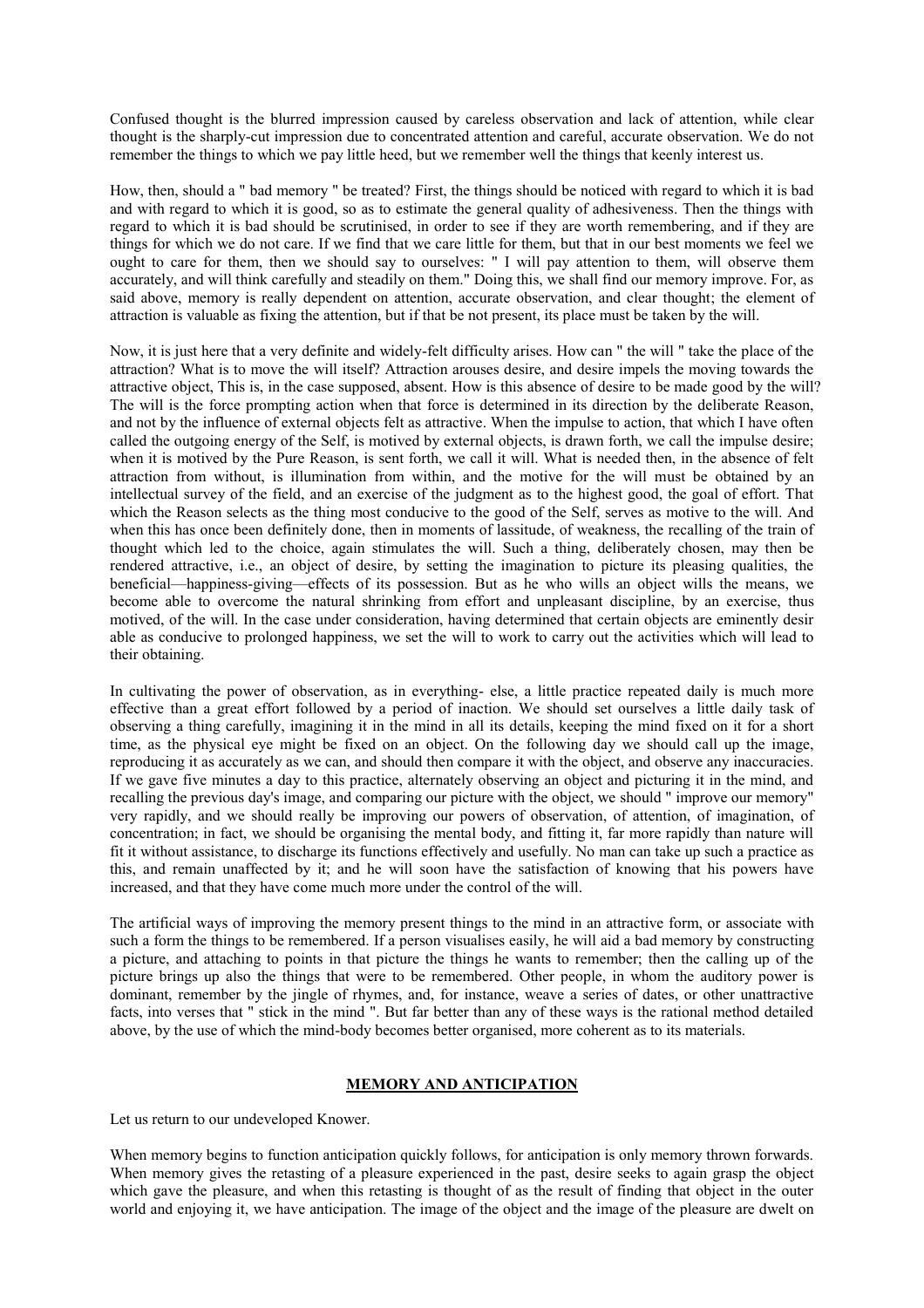Confused thought is the blurred impression caused by careless observation and lack of attention, while clear thought is the sharply-cut impression due to concentrated attention and careful, accurate observation. We do not remember the things to which we pay little heed, but we remember well the things that keenly interest us.

How, then, should a " bad memory " be treated? First, the things should be noticed with regard to which it is bad and with regard to which it is good, so as to estimate the general quality of adhesiveness. Then the things with regard to which it is bad should be scrutinised, in order to see if they are worth remembering, and if they are things for which we do not care. If we find that we care little for them, but that in our best moments we feel we ought to care for them, then we should say to ourselves: " I will pay attention to them, will observe them accurately, and will think carefully and steadily on them." Doing this, we shall find our memory improve. For, as said above, memory is really dependent on attention, accurate observation, and clear thought; the element of attraction is valuable as fixing the attention, but if that be not present, its place must be taken by the will.

Now, it is just here that a very definite and widely-felt difficulty arises. How can " the will " take the place of the attraction? What is to move the will itself? Attraction arouses desire, and desire impels the moving towards the attractive object, This is, in the case supposed, absent. How is this absence of desire to be made good by the will? The will is the force prompting action when that force is determined in its direction by the deliberate Reason, and not by the influence of external objects felt as attractive. When the impulse to action, that which I have often called the outgoing energy of the Self, is motived by external objects, is drawn forth, we call the impulse desire; when it is motived by the Pure Reason, is sent forth, we call it will. What is needed then, in the absence of felt attraction from without, is illumination from within, and the motive for the will must be obtained by an intellectual survey of the field, and an exercise of the judgment as to the highest good, the goal of effort. That which the Reason selects as the thing most conducive to the good of the Self, serves as motive to the will. And when this has once been definitely done, then in moments of lassitude, of weakness, the recalling of the train of thought which led to the choice, again stimulates the will. Such a thing, deliberately chosen, may then be rendered attractive, i.e., an object of desire, by setting the imagination to picture its pleasing qualities, the beneficial—happiness-giving—effects of its possession. But as he who wills an object wills the means, we become able to overcome the natural shrinking from effort and unpleasant discipline, by an exercise, thus motived, of the will. In the case under consideration, having determined that certain objects are eminently desir able as conducive to prolonged happiness, we set the will to work to carry out the activities which will lead to their obtaining.

In cultivating the power of observation, as in everything- else, a little practice repeated daily is much more effective than a great effort followed by a period of inaction. We should set ourselves a little daily task of observing a thing carefully, imagining it in the mind in all its details, keeping the mind fixed on it for a short time, as the physical eye might be fixed on an object. On the following day we should call up the image, reproducing it as accurately as we can, and should then compare it with the object, and observe any inaccuracies. If we gave five minutes a day to this practice, alternately observing an object and picturing it in the mind, and recalling the previous day's image, and comparing our picture with the object, we should " improve our memory" very rapidly, and we should really be improving our powers of observation, of attention, of imagination, of concentration; in fact, we should be organising the mental body, and fitting it, far more rapidly than nature will fit it without assistance, to discharge its functions effectively and usefully. No man can take up such a practice as this, and remain unaffected by it; and he will soon have the satisfaction of knowing that his powers have increased, and that they have come much more under the control of the will.

The artificial ways of improving the memory present things to the mind in an attractive form, or associate with such a form the things to be remembered. If a person visualises easily, he will aid a bad memory by constructing a picture, and attaching to points in that picture the things he wants to remember; then the calling up of the picture brings up also the things that were to be remembered. Other people, in whom the auditory power is dominant, remember by the jingle of rhymes, and, for instance, weave a series of dates, or other unattractive facts, into verses that " stick in the mind ". But far better than any of these ways is the rational method detailed above, by the use of which the mind-body becomes better organised, more coherent as to its materials.

## MEMORY AND ANTICIPATION

Let us return to our undeveloped Knower.

When memory begins to function anticipation quickly follows, for anticipation is only memory thrown forwards. When memory gives the retasting of a pleasure experienced in the past, desire seeks to again grasp the object which gave the pleasure, and when this retasting is thought of as the result of finding that object in the outer world and enjoying it, we have anticipation. The image of the object and the image of the pleasure are dwelt on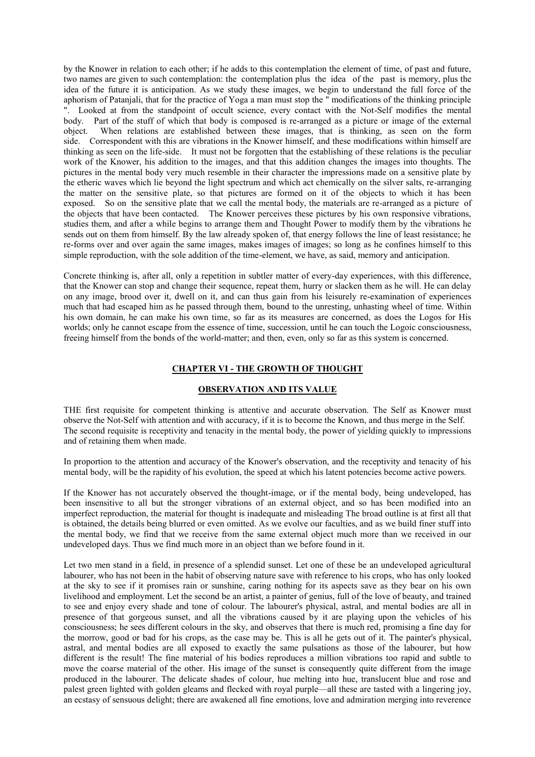by the Knower in relation to each other; if he adds to this contemplation the element of time, of past and future, two names are given to such contemplation: the contemplation plus the idea of the past is memory, plus the idea of the future it is anticipation. As we study these images, we begin to understand the full force of the aphorism of Patanjali, that for the practice of Yoga a man must stop the " modifications of the thinking principle ". Looked at from the standpoint of occult science, every contact with the Not-Self modifies the mental body. Part of the stuff of which that body is composed is re-arranged as a picture or image of the external object. When relations are established between these images, that is thinking, as seen on the form side. Correspondent with this are vibrations in the Knower himself, and these modifications within himself are thinking as seen on the life-side. It must not be forgotten that the establishing of these relations is the peculiar work of the Knower, his addition to the images, and that this addition changes the images into thoughts. The pictures in the mental body very much resemble in their character the impressions made on a sensitive plate by the etheric waves which lie beyond the light spectrum and which act chemically on the silver salts, re-arranging the matter on the sensitive plate, so that pictures are formed on it of the objects to which it has been exposed. So on the sensitive plate that we call the mental body, the materials are re-arranged as a picture of the objects that have been contacted. The Knower perceives these pictures by his own responsive vibrations, studies them, and after a while begins to arrange them and Thought Power to modify them by the vibrations he sends out on them from himself. By the law already spoken of, that energy follows the line of least resistance; he re-forms over and over again the same images, makes images of images; so long as he confines himself to this simple reproduction, with the sole addition of the time-element, we have, as said, memory and anticipation.

Concrete thinking is, after all, only a repetition in subtler matter of every-day experiences, with this difference, that the Knower can stop and change their sequence, repeat them, hurry or slacken them as he will. He can delay on any image, brood over it, dwell on it, and can thus gain from his leisurely re-examination of experiences much that had escaped him as he passed through them, bound to the unresting, unhasting wheel of time. Within his own domain, he can make his own time, so far as its measures are concerned, as does the Logos for His worlds; only he cannot escape from the essence of time, succession, until he can touch the Logoic consciousness, freeing himself from the bonds of the world-matter; and then, even, only so far as this system is concerned.

## CHAPTER VI - THE GROWTH OF THOUGHT

### OBSERVATION AND ITS VALUE

THE first requisite for competent thinking is attentive and accurate observation. The Self as Knower must observe the Not-Self with attention and with accuracy, if it is to become the Known, and thus merge in the Self. The second requisite is receptivity and tenacity in the mental body, the power of yielding quickly to impressions and of retaining them when made.

In proportion to the attention and accuracy of the Knower's observation, and the receptivity and tenacity of his mental body, will be the rapidity of his evolution, the speed at which his latent potencies become active powers.

If the Knower has not accurately observed the thought-image, or if the mental body, being undeveloped, has been insensitive to all but the stronger vibrations of an external object, and so has been modified into an imperfect reproduction, the material for thought is inadequate and misleading The broad outline is at first all that is obtained, the details being blurred or even omitted. As we evolve our faculties, and as we build finer stuff into the mental body, we find that we receive from the same external object much more than we received in our undeveloped days. Thus we find much more in an object than we before found in it.

Let two men stand in a field, in presence of a splendid sunset. Let one of these be an undeveloped agricultural labourer, who has not been in the habit of observing nature save with reference to his crops, who has only looked at the sky to see if it promises rain or sunshine, caring nothing for its aspects save as they bear on his own livelihood and employment. Let the second be an artist, a painter of genius, full of the love of beauty, and trained to see and enjoy every shade and tone of colour. The labourer's physical, astral, and mental bodies are all in presence of that gorgeous sunset, and all the vibrations caused by it are playing upon the vehicles of his consciousness; he sees different colours in the sky, and observes that there is much red, promising a fine day for the morrow, good or bad for his crops, as the case may be. This is all he gets out of it. The painter's physical, astral, and mental bodies are all exposed to exactly the same pulsations as those of the labourer, but how different is the result! The fine material of his bodies reproduces a million vibrations too rapid and subtle to move the coarse material of the other. His image of the sunset is consequently quite different from the image produced in the labourer. The delicate shades of colour, hue melting into hue, translucent blue and rose and palest green lighted with golden gleams and flecked with royal purple—all these are tasted with a lingering joy, an ecstasy of sensuous delight; there are awakened all fine emotions, love and admiration merging into reverence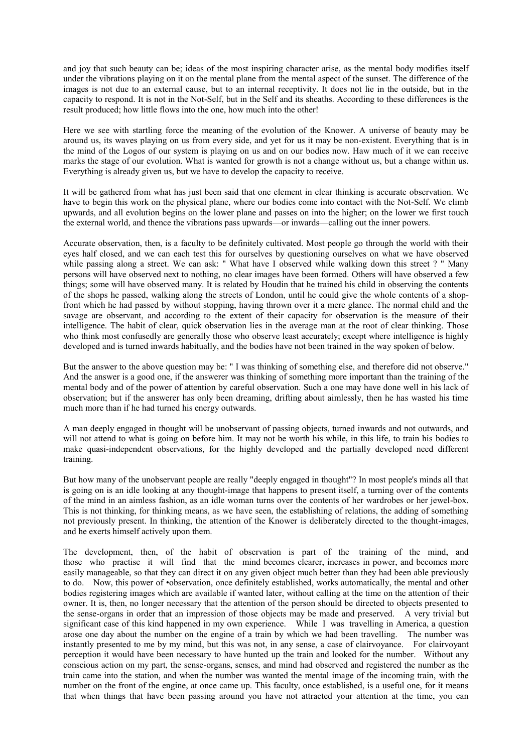and joy that such beauty can be; ideas of the most inspiring character arise, as the mental body modifies itself under the vibrations playing on it on the mental plane from the mental aspect of the sunset. The difference of the images is not due to an external cause, but to an internal receptivity. It does not lie in the outside, but in the capacity to respond. It is not in the Not-Self, but in the Self and its sheaths. According to these differences is the result produced; how little flows into the one, how much into the other!

Here we see with startling force the meaning of the evolution of the Knower. A universe of beauty may be around us, its waves playing on us from every side, and yet for us it may be non-existent. Everything that is in the mind of the Logos of our system is playing on us and on our bodies now. Haw much of it we can receive marks the stage of our evolution. What is wanted for growth is not a change without us, but a change within us. Everything is already given us, but we have to develop the capacity to receive.

It will be gathered from what has just been said that one element in clear thinking is accurate observation. We have to begin this work on the physical plane, where our bodies come into contact with the Not-Self. We climb upwards, and all evolution begins on the lower plane and passes on into the higher; on the lower we first touch the external world, and thence the vibrations pass upwards—or inwards—calling out the inner powers.

Accurate observation, then, is a faculty to be definitely cultivated. Most people go through the world with their eyes half closed, and we can each test this for ourselves by questioning ourselves on what we have observed while passing along a street. We can ask: " What have I observed while walking down this street ? " Many persons will have observed next to nothing, no clear images have been formed. Others will have observed a few things; some will have observed many. It is related by Houdin that he trained his child in observing the contents of the shops he passed, walking along the streets of London, until he could give the whole contents of a shop-front which he had passed by without stopping, having thrown over it a mere glance. The normal child and the savage are observant, and according to the extent of their capacity for observation is the measure of their intelligence. The habit of clear, quick observation lies in the average man at the root of clear thinking. Those who think most confusedly are generally those who observe least accurately; except where intelligence is highly developed and is turned inwards habitually, and the bodies have not been trained in the way spoken of below.

But the answer to the above question may be: " I was thinking of something else, and therefore did not observe." And the answer is a good one, if the answerer was thinking of something more important than the training of the mental body and of the power of attention by careful observation. Such a one may have done well in his lack of observation; but if the answerer has only been dreaming, drifting about aimlessly, then he has wasted his time much more than if he had turned his energy outwards.

A man deeply engaged in thought will be unobservant of passing objects, turned inwards and not outwards, and will not attend to what is going on before him. It may not be worth his while, in this life, to train his bodies to make quasi-independent observations, for the highly developed and the partially developed need different training.

But how many of the unobservant people are really "deeply engaged in thought"? In most people's minds all that is going on is an idle looking at any thought-image that happens to present itself, a turning over of the contents of the mind in an aimless fashion, as an idle woman turns over the contents of her wardrobes or her jewel-box. This is not thinking, for thinking means, as we have seen, the establishing of relations, the adding of something not previously present. In thinking, the attention of the Knower is deliberately directed to the thought-images, and he exerts himself actively upon them.

The development, then, of the habit of observation is part of the training of the mind, and those who practise it will find that the mind becomes clearer, increases in power, and becomes more easily manageable, so that they can direct it on any given object much better than they had been able previously to do. Now, this power of •observation, once definitely established, works automatically, the mental and other bodies registering images which are available if wanted later, without calling at the time on the attention of their owner. It is, then, no longer necessary that the attention of the person should be directed to objects presented to the sense-organs in order that an impression of those objects may be made and preserved. A very trivial but significant case of this kind happened in my own experience. While I was travelling in America, a question arose one day about the number on the engine of a train by which we had been travelling. The number was instantly presented to me by my mind, but this was not, in any sense, a case of clairvoyance. For clairvoyant perception it would have been necessary to have hunted up the train and looked for the number. Without any conscious action on my part, the sense-organs, senses, and mind had observed and registered the number as the train came into the station, and when the number was wanted the mental image of the incoming train, with the number on the front of the engine, at once came up. This faculty, once established, is a useful one, for it means that when things that have been passing around you have not attracted your attention at the time, you can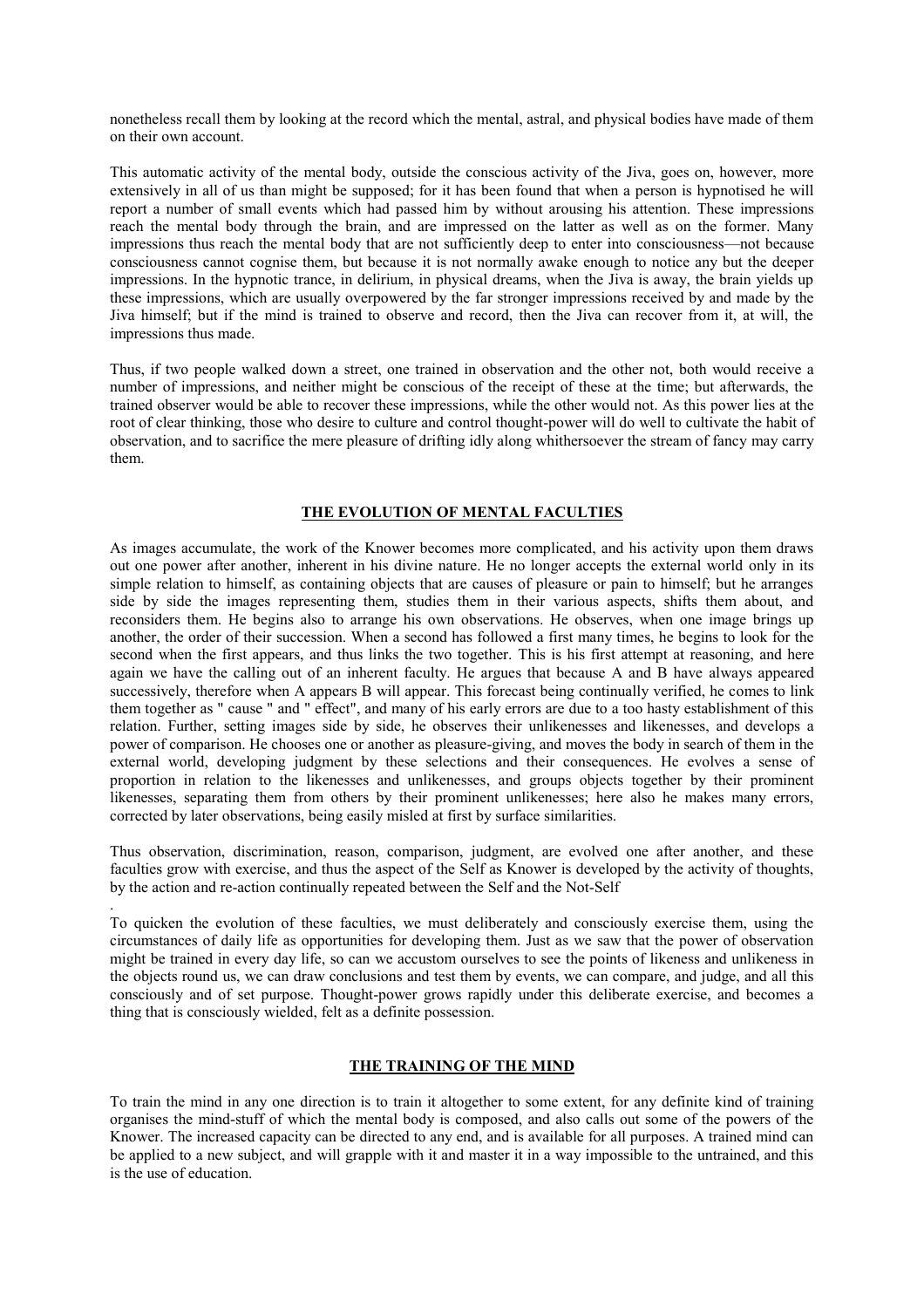nonetheless recall them by looking at the record which the mental, astral, and physical bodies have made of them on their own account.

This automatic activity of the mental body, outside the conscious activity of the Jiva, goes on, however, more extensively in all of us than might be supposed; for it has been found that when a person is hypnotised he will report a number of small events which had passed him by without arousing his attention. These impressions reach the mental body through the brain, and are impressed on the latter as well as on the former. Many impressions thus reach the mental body that are not sufficiently deep to enter into consciousness—not because consciousness cannot cognise them, but because it is not normally awake enough to notice any but the deeper impressions. In the hypnotic trance, in delirium, in physical dreams, when the Jiva is away, the brain yields up these impressions, which are usually overpowered by the far stronger impressions received by and made by the Jiva himself; but if the mind is trained to observe and record, then the Jiva can recover from it, at will, the impressions thus made.

Thus, if two people walked down a street, one trained in observation and the other not, both would receive a number of impressions, and neither might be conscious of the receipt of these at the time; but afterwards, the trained observer would be able to recover these impressions, while the other would not. As this power lies at the root of clear thinking, those who desire to culture and control thought-power will do well to cultivate the habit of observation, and to sacrifice the mere pleasure of drifting idly along whithersoever the stream of fancy may carry them.

## THE EVOLUTION OF MENTAL FACULTIES

As images accumulate, the work of the Knower becomes more complicated, and his activity upon them draws out one power after another, inherent in his divine nature. He no longer accepts the external world only in its simple relation to himself, as containing objects that are causes of pleasure or pain to himself; but he arranges side by side the images representing them, studies them in their various aspects, shifts them about, and reconsiders them. He begins also to arrange his own observations. He observes, when one image brings up another, the order of their succession. When a second has followed a first many times, he begins to look for the second when the first appears, and thus links the two together. This is his first attempt at reasoning, and here again we have the calling out of an inherent faculty. He argues that because A and B have always appeared successively, therefore when A appears B will appear. This forecast being continually verified, he comes to link them together as " cause " and " effect", and many of his early errors are due to a too hasty establishment of this relation. Further, setting images side by side, he observes their unlikenesses and likenesses, and develops a power of comparison. He chooses one or another as pleasure-giving, and moves the body in search of them in the external world, developing judgment by these selections and their consequences. He evolves a sense of proportion in relation to the likenesses and unlikenesses, and groups objects together by their prominent likenesses, separating them from others by their prominent unlikenesses; here also he makes many errors, corrected by later observations, being easily misled at first by surface similarities.

Thus observation, discrimination, reason, comparison, judgment, are evolved one after another, and these faculties grow with exercise, and thus the aspect of the Self as Knower is developed by the activity of thoughts, by the action and re-action continually repeated between the Self and the Not-Self
.

To quicken the evolution of these faculties, we must deliberately and consciously exercise them, using the circumstances of daily life as opportunities for developing them. Just as we saw that the power of observation might be trained in every day life, so can we accustom ourselves to see the points of likeness and unlikeness in the objects round us, we can draw conclusions and test them by events, we can compare, and judge, and all this consciously and of set purpose. Thought-power grows rapidly under this deliberate exercise, and becomes a thing that is consciously wielded, felt as a definite possession.

## THE TRAINING OF THE MIND

To train the mind in any one direction is to train it altogether to some extent, for any definite kind of training organises the mind-stuff of which the mental body is composed, and also calls out some of the powers of the Knower. The increased capacity can be directed to any end, and is available for all purposes. A trained mind can be applied to a new subject, and will grapple with it and master it in a way impossible to the untrained, and this is the use of education.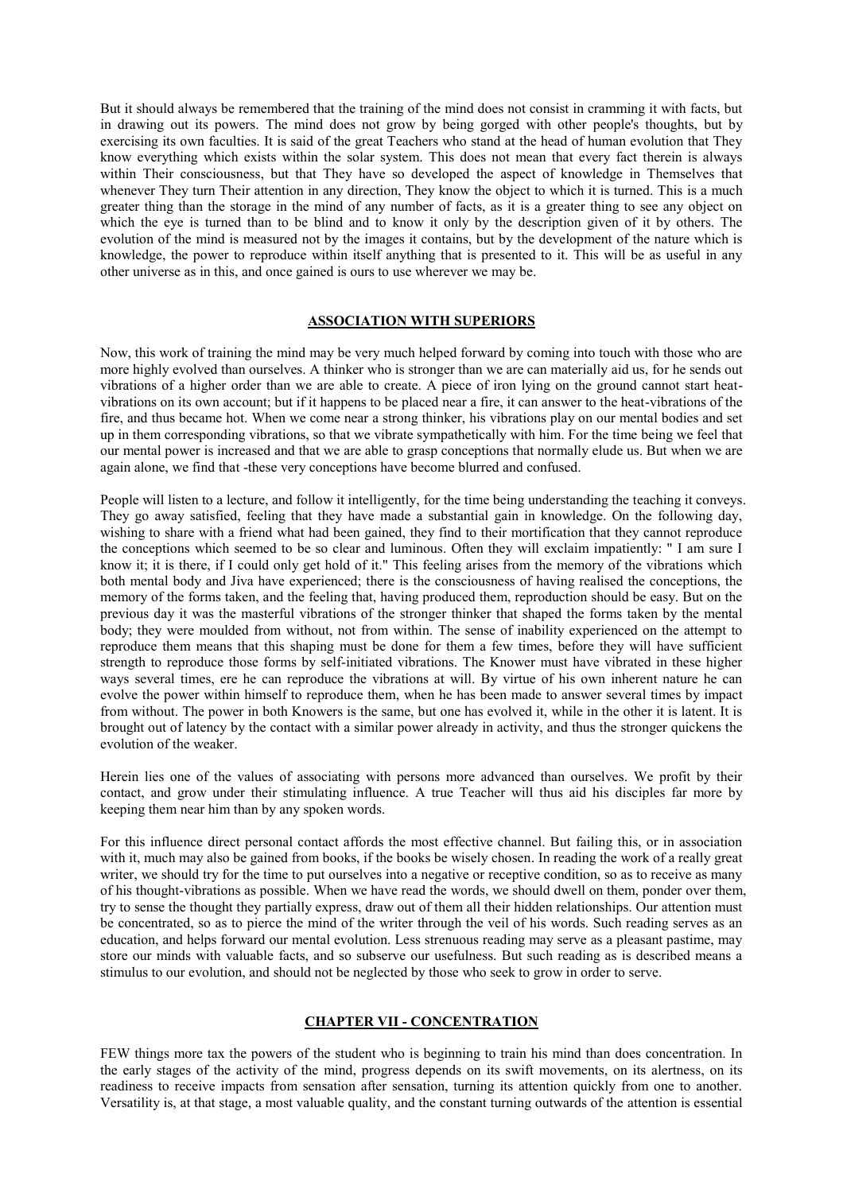But it should always be remembered that the training of the mind does not consist in cramming it with facts, but in drawing out its powers. The mind does not grow by being gorged with other people's thoughts, but by exercising its own faculties. It is said of the great Teachers who stand at the head of human evolution that They know everything which exists within the solar system. This does not mean that every fact therein is always within Their consciousness, but that They have so developed the aspect of knowledge in Themselves that whenever They turn Their attention in any direction, They know the object to which it is turned. This is a much greater thing than the storage in the mind of any number of facts, as it is a greater thing to see any object on which the eye is turned than to be blind and to know it only by the description given of it by others. The evolution of the mind is measured not by the images it contains, but by the development of the nature which is knowledge, the power to reproduce within itself anything that is presented to it. This will be as useful in any other universe as in this, and once gained is ours to use wherever we may be.

## ASSOCIATION WITH SUPERIORS

Now, this work of training the mind may be very much helped forward by coming into touch with those who are more highly evolved than ourselves. A thinker who is stronger than we are can materially aid us, for he sends out vibrations of a higher order than we are able to create. A piece of iron lying on the ground cannot start heat-vibrations on its own account; but if it happens to be placed near a fire, it can answer to the heat-vibrations of the fire, and thus became hot. When we come near a strong thinker, his vibrations play on our mental bodies and set up in them corresponding vibrations, so that we vibrate sympathetically with him. For the time being we feel that our mental power is increased and that we are able to grasp conceptions that normally elude us. But when we are again alone, we find that -these very conceptions have become blurred and confused.

People will listen to a lecture, and follow it intelligently, for the time being understanding the teaching it conveys. They go away satisfied, feeling that they have made a substantial gain in knowledge. On the following day, wishing to share with a friend what had been gained, they find to their mortification that they cannot reproduce the conceptions which seemed to be so clear and luminous. Often they will exclaim impatiently: " I am sure I know it; it is there, if I could only get hold of it." This feeling arises from the memory of the vibrations which both mental body and Jiva have experienced; there is the consciousness of having realised the conceptions, the memory of the forms taken, and the feeling that, having produced them, reproduction should be easy. But on the previous day it was the masterful vibrations of the stronger thinker that shaped the forms taken by the mental body; they were moulded from without, not from within. The sense of inability experienced on the attempt to reproduce them means that this shaping must be done for them a few times, before they will have sufficient strength to reproduce those forms by self-initiated vibrations. The Knower must have vibrated in these higher ways several times, ere he can reproduce the vibrations at will. By virtue of his own inherent nature he can evolve the power within himself to reproduce them, when he has been made to answer several times by impact from without. The power in both Knowers is the same, but one has evolved it, while in the other it is latent. It is brought out of latency by the contact with a similar power already in activity, and thus the stronger quickens the evolution of the weaker.

Herein lies one of the values of associating with persons more advanced than ourselves. We profit by their contact, and grow under their stimulating influence. A true Teacher will thus aid his disciples far more by keeping them near him than by any spoken words.

For this influence direct personal contact affords the most effective channel. But failing this, or in association with it, much may also be gained from books, if the books be wisely chosen. In reading the work of a really great writer, we should try for the time to put ourselves into a negative or receptive condition, so as to receive as many of his thought-vibrations as possible. When we have read the words, we should dwell on them, ponder over them, try to sense the thought they partially express, draw out of them all their hidden relationships. Our attention must be concentrated, so as to pierce the mind of the writer through the veil of his words. Such reading serves as an education, and helps forward our mental evolution. Less strenuous reading may serve as a pleasant pastime, may store our minds with valuable facts, and so subserve our usefulness. But such reading as is described means a stimulus to our evolution, and should not be neglected by those who seek to grow in order to serve.

## CHAPTER VII - CONCENTRATION

FEW things more tax the powers of the student who is beginning to train his mind than does concentration. In the early stages of the activity of the mind, progress depends on its swift movements, on its alertness, on its readiness to receive impacts from sensation after sensation, turning its attention quickly from one to another. Versatility is, at that stage, a most valuable quality, and the constant turning outwards of the attention is essential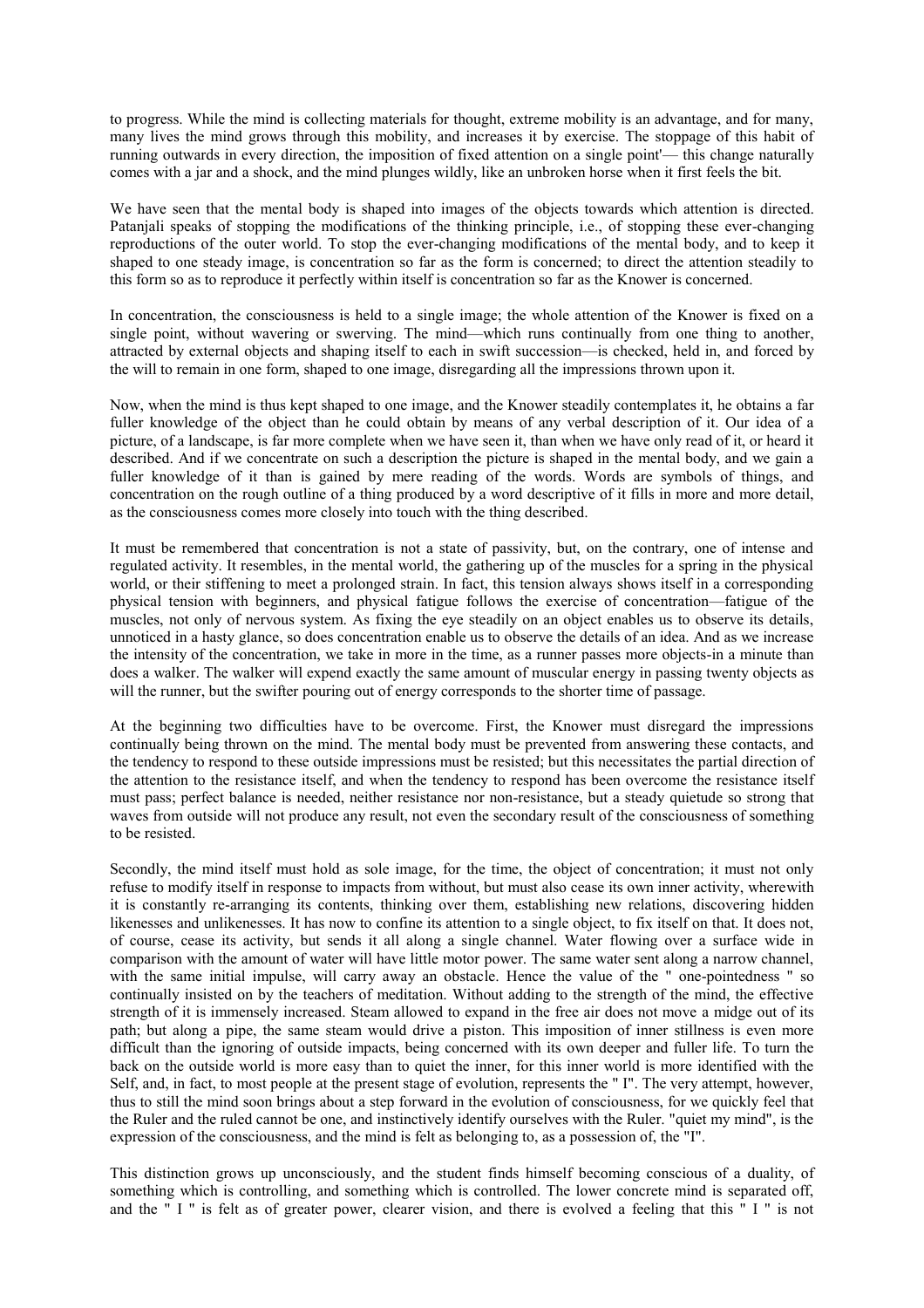to progress. While the mind is collecting materials for thought, extreme mobility is an advantage, and for many, many lives the mind grows through this mobility, and increases it by exercise. The stoppage of this habit of running outwards in every direction, the imposition of fixed attention on a single point'— this change naturally comes with a jar and a shock, and the mind plunges wildly, like an unbroken horse when it first feels the bit.

We have seen that the mental body is shaped into images of the objects towards which attention is directed. Patanjali speaks of stopping the modifications of the thinking principle, i.e., of stopping these ever-changing reproductions of the outer world. To stop the ever-changing modifications of the mental body, and to keep it shaped to one steady image, is concentration so far as the form is concerned; to direct the attention steadily to this form so as to reproduce it perfectly within itself is concentration so far as the Knower is concerned.

In concentration, the consciousness is held to a single image; the whole attention of the Knower is fixed on a single point, without wavering or swerving. The mind—which runs continually from one thing to another, attracted by external objects and shaping itself to each in swift succession—is checked, held in, and forced by the will to remain in one form, shaped to one image, disregarding all the impressions thrown upon it.

Now, when the mind is thus kept shaped to one image, and the Knower steadily contemplates it, he obtains a far fuller knowledge of the object than he could obtain by means of any verbal description of it. Our idea of a picture, of a landscape, is far more complete when we have seen it, than when we have only read of it, or heard it described. And if we concentrate on such a description the picture is shaped in the mental body, and we gain a fuller knowledge of it than is gained by mere reading of the words. Words are symbols of things, and concentration on the rough outline of a thing produced by a word descriptive of it fills in more and more detail, as the consciousness comes more closely into touch with the thing described.

It must be remembered that concentration is not a state of passivity, but, on the contrary, one of intense and regulated activity. It resembles, in the mental world, the gathering up of the muscles for a spring in the physical world, or their stiffening to meet a prolonged strain. In fact, this tension always shows itself in a corresponding physical tension with beginners, and physical fatigue follows the exercise of concentration—fatigue of the muscles, not only of nervous system. As fixing the eye steadily on an object enables us to observe its details, unnoticed in a hasty glance, so does concentration enable us to observe the details of an idea. And as we increase the intensity of the concentration, we take in more in the time, as a runner passes more objects-in a minute than does a walker. The walker will expend exactly the same amount of muscular energy in passing twenty objects as will the runner, but the swifter pouring out of energy corresponds to the shorter time of passage.

At the beginning two difficulties have to be overcome. First, the Knower must disregard the impressions continually being thrown on the mind. The mental body must be prevented from answering these contacts, and the tendency to respond to these outside impressions must be resisted; but this necessitates the partial direction of the attention to the resistance itself, and when the tendency to respond has been overcome the resistance itself must pass; perfect balance is needed, neither resistance nor non-resistance, but a steady quietude so strong that waves from outside will not produce any result, not even the secondary result of the consciousness of something to be resisted.

Secondly, the mind itself must hold as sole image, for the time, the object of concentration; it must not only refuse to modify itself in response to impacts from without, but must also cease its own inner activity, wherewith it is constantly re-arranging its contents, thinking over them, establishing new relations, discovering hidden likenesses and unlikenesses. It has now to confine its attention to a single object, to fix itself on that. It does not, of course, cease its activity, but sends it all along a single channel. Water flowing over a surface wide in comparison with the amount of water will have little motor power. The same water sent along a narrow channel, with the same initial impulse, will carry away an obstacle. Hence the value of the " one-pointedness " so continually insisted on by the teachers of meditation. Without adding to the strength of the mind, the effective strength of it is immensely increased. Steam allowed to expand in the free air does not move a midge out of its path; but along a pipe, the same steam would drive a piston. This imposition of inner stillness is even more difficult than the ignoring of outside impacts, being concerned with its own deeper and fuller life. To turn the back on the outside world is more easy than to quiet the inner, for this inner world is more identified with the Self, and, in fact, to most people at the present stage of evolution, represents the " I". The very attempt, however, thus to still the mind soon brings about a step forward in the evolution of consciousness, for we quickly feel that the Ruler and the ruled cannot be one, and instinctively identify ourselves with the Ruler. "quiet my mind", is the expression of the consciousness, and the mind is felt as belonging to, as a possession of, the "I".

This distinction grows up unconsciously, and the student finds himself becoming conscious of a duality, of something which is controlling, and something which is controlled. The lower concrete mind is separated off, and the " I " is felt as of greater power, clearer vision, and there is evolved a feeling that this " I " is not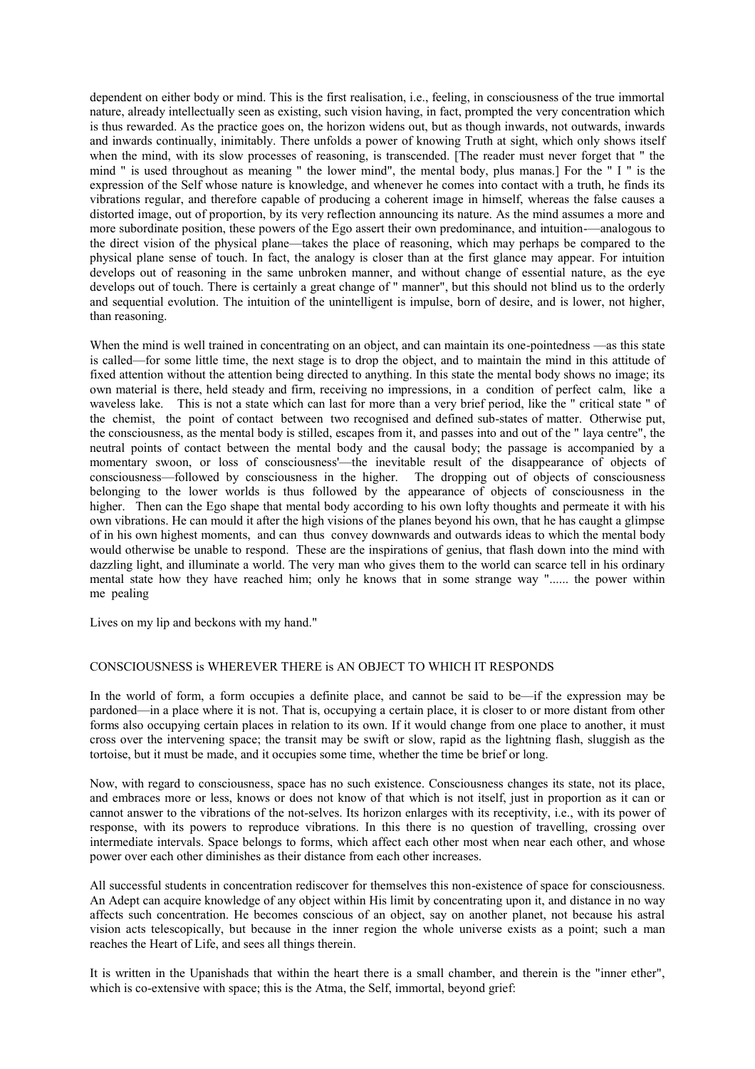dependent on either body or mind. This is the first realisation, i.e., feeling, in consciousness of the true immortal nature, already intellectually seen as existing, such vision having, in fact, prompted the very concentration which is thus rewarded. As the practice goes on, the horizon widens out, but as though inwards, not outwards, inwards and inwards continually, inimitably. There unfolds a power of knowing Truth at sight, which only shows itself when the mind, with its slow processes of reasoning, is transcended. [The reader must never forget that " the mind " is used throughout as meaning " the lower mind", the mental body, plus manas.] For the " I " is the expression of the Self whose nature is knowledge, and whenever he comes into contact with a truth, he finds its vibrations regular, and therefore capable of producing a coherent image in himself, whereas the false causes a distorted image, out of proportion, by its very reflection announcing its nature. As the mind assumes a more and more subordinate position, these powers of the Ego assert their own predominance, and intuition-—analogous to the direct vision of the physical plane—takes the place of reasoning, which may perhaps be compared to the physical plane sense of touch. In fact, the analogy is closer than at the first glance may appear. For intuition develops out of reasoning in the same unbroken manner, and without change of essential nature, as the eye develops out of touch. There is certainly a great change of " manner", but this should not blind us to the orderly and sequential evolution. The intuition of the unintelligent is impulse, born of desire, and is lower, not higher, than reasoning.

When the mind is well trained in concentrating on an object, and can maintain its one-pointedness —as this state is called—for some little time, the next stage is to drop the object, and to maintain the mind in this attitude of fixed attention without the attention being directed to anything. In this state the mental body shows no image; its own material is there, held steady and firm, receiving no impressions, in a condition of perfect calm, like a waveless lake. This is not a state which can last for more than a very brief period, like the " critical state " of the chemist, the point of contact between two recognised and defined sub-states of matter. Otherwise put, the consciousness, as the mental body is stilled, escapes from it, and passes into and out of the " laya centre", the neutral points of contact between the mental body and the causal body; the passage is accompanied by a momentary swoon, or loss of consciousness'—the inevitable result of the disappearance of objects of consciousness—followed by consciousness in the higher. The dropping out of objects of consciousness belonging to the lower worlds is thus followed by the appearance of objects of consciousness in the higher. Then can the Ego shape that mental body according to his own lofty thoughts and permeate it with his own vibrations. He can mould it after the high visions of the planes beyond his own, that he has caught a glimpse of in his own highest moments, and can thus convey downwards and outwards ideas to which the mental body would otherwise be unable to respond. These are the inspirations of genius, that flash down into the mind with dazzling light, and illuminate a world. The very man who gives them to the world can scarce tell in his ordinary mental state how they have reached him; only he knows that in some strange way "...... the power within me pealing

Lives on my lip and beckons with my hand."

## CONSCIOUSNESS is WHEREVER THERE is AN OBJECT TO WHICH IT RESPONDS

In the world of form, a form occupies a definite place, and cannot be said to be—if the expression may be pardoned—in a place where it is not. That is, occupying a certain place, it is closer to or more distant from other forms also occupying certain places in relation to its own. If it would change from one place to another, it must cross over the intervening space; the transit may be swift or slow, rapid as the lightning flash, sluggish as the tortoise, but it must be made, and it occupies some time, whether the time be brief or long.

Now, with regard to consciousness, space has no such existence. Consciousness changes its state, not its place, and embraces more or less, knows or does not know of that which is not itself, just in proportion as it can or cannot answer to the vibrations of the not-selves. Its horizon enlarges with its receptivity, i.e., with its power of response, with its powers to reproduce vibrations. In this there is no question of travelling, crossing over intermediate intervals. Space belongs to forms, which affect each other most when near each other, and whose power over each other diminishes as their distance from each other increases.

All successful students in concentration rediscover for themselves this non-existence of space for consciousness. An Adept can acquire knowledge of any object within His limit by concentrating upon it, and distance in no way affects such concentration. He becomes conscious of an object, say on another planet, not because his astral vision acts telescopically, but because in the inner region the whole universe exists as a point; such a man reaches the Heart of Life, and sees all things therein.

It is written in the Upanishads that within the heart there is a small chamber, and therein is the "inner ether", which is co-extensive with space; this is the Atma, the Self, immortal, beyond grief: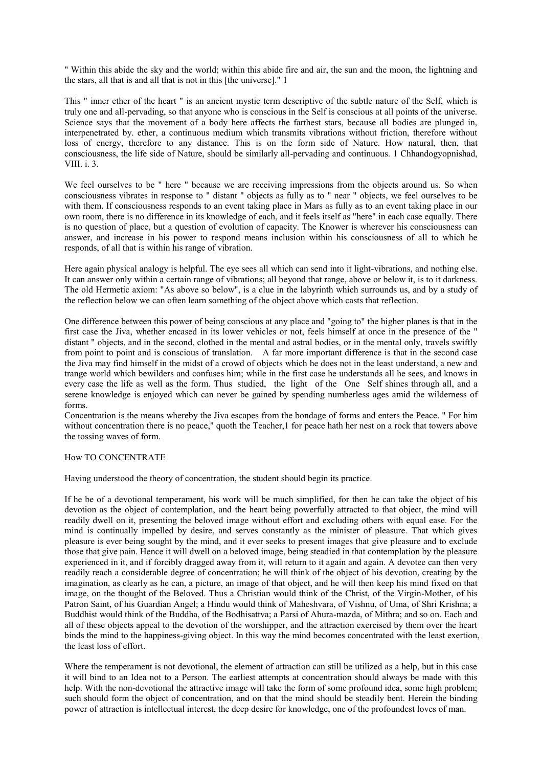" Within this abide the sky and the world; within this abide fire and air, the sun and the moon, the lightning and the stars, all that is and all that is not in this [the universe]." 1

This " inner ether of the heart " is an ancient mystic term descriptive of the subtle nature of the Self, which is truly one and all-pervading, so that anyone who is conscious in the Self is conscious at all points of the universe. Science says that the movement of a body here affects the farthest stars, because all bodies are plunged in, interpenetrated by. ether, a continuous medium which transmits vibrations without friction, therefore without loss of energy, therefore to any distance. This is on the form side of Nature. How natural, then, that consciousness, the life side of Nature, should be similarly all-pervading and continuous. 1 Chhandogyopnishad, VIII. i. 3.

We feel ourselves to be " here " because we are receiving impressions from the objects around us. So when consciousness vibrates in response to " distant " objects as fully as to " near " objects, we feel ourselves to be with them. If consciousness responds to an event taking place in Mars as fully as to an event taking place in our own room, there is no difference in its knowledge of each, and it feels itself as "here" in each case equally. There is no question of place, but a question of evolution of capacity. The Knower is wherever his consciousness can answer, and increase in his power to respond means inclusion within his consciousness of all to which he responds, of all that is within his range of vibration.

Here again physical analogy is helpful. The eye sees all which can send into it light-vibrations, and nothing else. It can answer only within a certain range of vibrations; all beyond that range, above or below it, is to it darkness. The old Hermetic axiom: "As above so below", is a clue in the labyrinth which surrounds us, and by a study of the reflection below we can often learn something of the object above which casts that reflection.

One difference between this power of being conscious at any place and "going to" the higher planes is that in the first case the Jiva, whether encased in its lower vehicles or not, feels himself at once in the presence of the " distant " objects, and in the second, clothed in the mental and astral bodies, or in the mental only, travels swiftly from point to point and is conscious of translation. A far more important difference is that in the second case the Jiva may find himself in the midst of a crowd of objects which he does not in the least understand, a new and trange world which bewilders and confuses him; while in the first case he understands all he sees, and knows in every case the life as well as the form. Thus studied, the light of the One Self shines through all, and a serene knowledge is enjoyed which can never be gained by spending numberless ages amid the wilderness of forms.

Concentration is the means whereby the Jiva escapes from the bondage of forms and enters the Peace. " For him without concentration there is no peace," quoth the Teacher,1 for peace hath her nest on a rock that towers above the tossing waves of form.

## How TO CONCENTRATE

Having understood the theory of concentration, the student should begin its practice.

If he be of a devotional temperament, his work will be much simplified, for then he can take the object of his devotion as the object of contemplation, and the heart being powerfully attracted to that object, the mind will readily dwell on it, presenting the beloved image without effort and excluding others with equal ease. For the mind is continually impelled by desire, and serves constantly as the minister of pleasure. That which gives pleasure is ever being sought by the mind, and it ever seeks to present images that give pleasure and to exclude those that give pain. Hence it will dwell on a beloved image, being steadied in that contemplation by the pleasure experienced in it, and if forcibly dragged away from it, will return to it again and again. A devotee can then very readily reach a considerable degree of concentration; he will think of the object of his devotion, creating by the imagination, as clearly as he can, a picture, an image of that object, and he will then keep his mind fixed on that image, on the thought of the Beloved. Thus a Christian would think of the Christ, of the Virgin-Mother, of his Patron Saint, of his Guardian Angel; a Hindu would think of Maheshvara, of Vishnu, of Uma, of Shri Krishna; a Buddhist would think of the Buddha, of the Bodhisattva; a Parsi of Ahura-mazda, of Mithra; and so on. Each and all of these objects appeal to the devotion of the worshipper, and the attraction exercised by them over the heart binds the mind to the happiness-giving object. In this way the mind becomes concentrated with the least exertion, the least loss of effort.

Where the temperament is not devotional, the element of attraction can still be utilized as a help, but in this case it will bind to an Idea not to a Person. The earliest attempts at concentration should always be made with this help. With the non-devotional the attractive image will take the form of some profound idea, some high problem; such should form the object of concentration, and on that the mind should be steadily bent. Herein the binding power of attraction is intellectual interest, the deep desire for knowledge, one of the profoundest loves of man.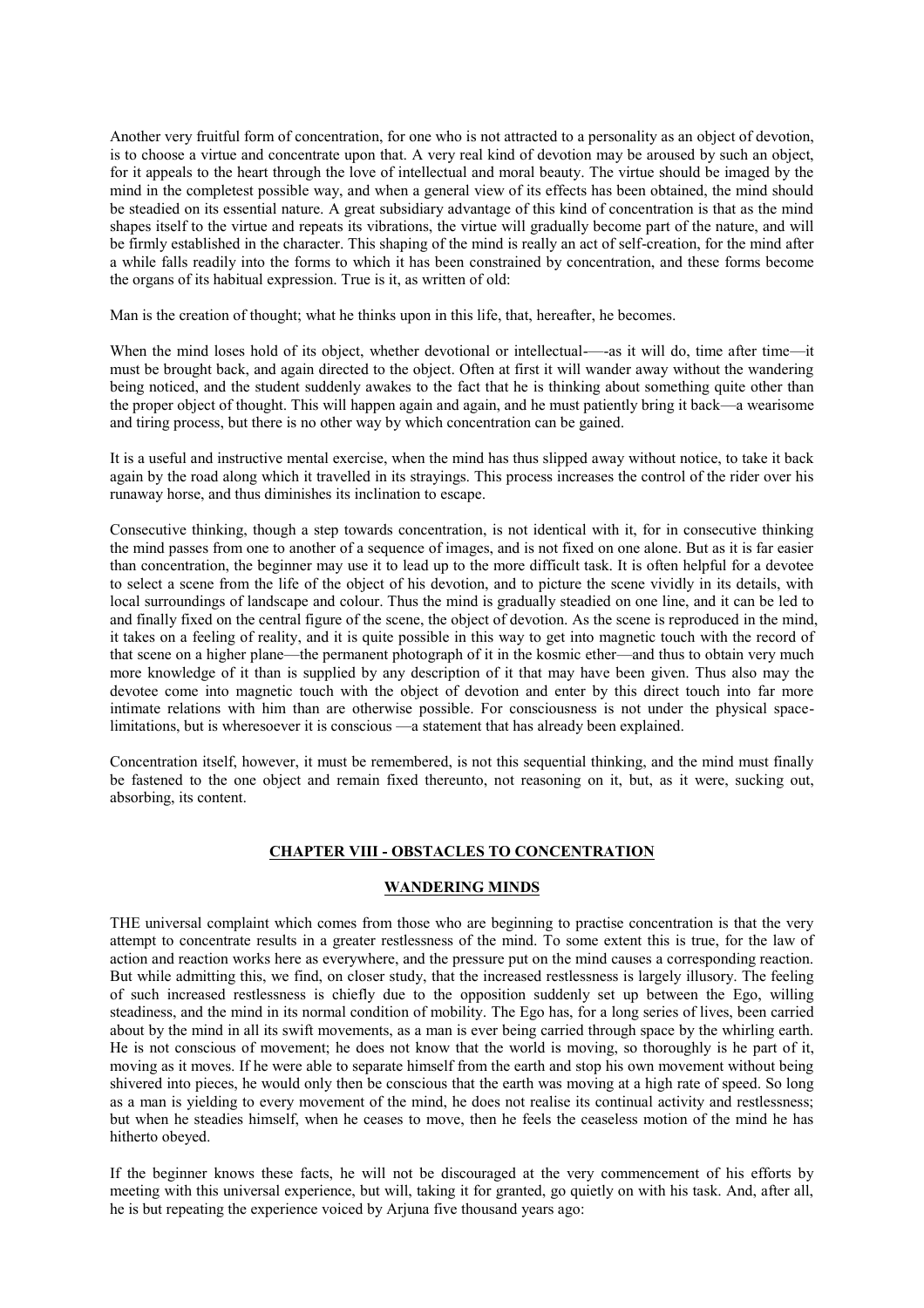Another very fruitful form of concentration, for one who is not attracted to a personality as an object of devotion, is to choose a virtue and concentrate upon that. A very real kind of devotion may be aroused by such an object, for it appeals to the heart through the love of intellectual and moral beauty. The virtue should be imaged by the mind in the completest possible way, and when a general view of its effects has been obtained, the mind should be steadied on its essential nature. A great subsidiary advantage of this kind of concentration is that as the mind shapes itself to the virtue and repeats its vibrations, the virtue will gradually become part of the nature, and will be firmly established in the character. This shaping of the mind is really an act of self-creation, for the mind after a while falls readily into the forms to which it has been constrained by concentration, and these forms become the organs of its habitual expression. True is it, as written of old:

Man is the creation of thought; what he thinks upon in this life, that, hereafter, he becomes.

When the mind loses hold of its object, whether devotional or intellectual-—-as it will do, time after time—it must be brought back, and again directed to the object. Often at first it will wander away without the wandering being noticed, and the student suddenly awakes to the fact that he is thinking about something quite other than the proper object of thought. This will happen again and again, and he must patiently bring it back—a wearisome and tiring process, but there is no other way by which concentration can be gained.

It is a useful and instructive mental exercise, when the mind has thus slipped away without notice, to take it back again by the road along which it travelled in its strayings. This process increases the control of the rider over his runaway horse, and thus diminishes its inclination to escape.

Consecutive thinking, though a step towards concentration, is not identical with it, for in consecutive thinking the mind passes from one to another of a sequence of images, and is not fixed on one alone. But as it is far easier than concentration, the beginner may use it to lead up to the more difficult task. It is often helpful for a devotee to select a scene from the life of the object of his devotion, and to picture the scene vividly in its details, with local surroundings of landscape and colour. Thus the mind is gradually steadied on one line, and it can be led to and finally fixed on the central figure of the scene, the object of devotion. As the scene is reproduced in the mind, it takes on a feeling of reality, and it is quite possible in this way to get into magnetic touch with the record of that scene on a higher plane—the permanent photograph of it in the kosmic ether—and thus to obtain very much more knowledge of it than is supplied by any description of it that may have been given. Thus also may the devotee come into magnetic touch with the object of devotion and enter by this direct touch into far more intimate relations with him than are otherwise possible. For consciousness is not under the physical space-limitations, but is wheresoever it is conscious —a statement that has already been explained.

Concentration itself, however, it must be remembered, is not this sequential thinking, and the mind must finally be fastened to the one object and remain fixed thereunto, not reasoning on it, but, as it were, sucking out, absorbing, its content.

## CHAPTER VIII - OBSTACLES TO CONCENTRATION

### WANDERING MINDS

THE universal complaint which comes from those who are beginning to practise concentration is that the very attempt to concentrate results in a greater restlessness of the mind. To some extent this is true, for the law of action and reaction works here as everywhere, and the pressure put on the mind causes a corresponding reaction. But while admitting this, we find, on closer study, that the increased restlessness is largely illusory. The feeling of such increased restlessness is chiefly due to the opposition suddenly set up between the Ego, willing steadiness, and the mind in its normal condition of mobility. The Ego has, for a long series of lives, been carried about by the mind in all its swift movements, as a man is ever being carried through space by the whirling earth. He is not conscious of movement; he does not know that the world is moving, so thoroughly is he part of it, moving as it moves. If he were able to separate himself from the earth and stop his own movement without being shivered into pieces, he would only then be conscious that the earth was moving at a high rate of speed. So long as a man is yielding to every movement of the mind, he does not realise its continual activity and restlessness; but when he steadies himself, when he ceases to move, then he feels the ceaseless motion of the mind he has hitherto obeyed.

If the beginner knows these facts, he will not be discouraged at the very commencement of his efforts by meeting with this universal experience, but will, taking it for granted, go quietly on with his task. And, after all, he is but repeating the experience voiced by Arjuna five thousand years ago: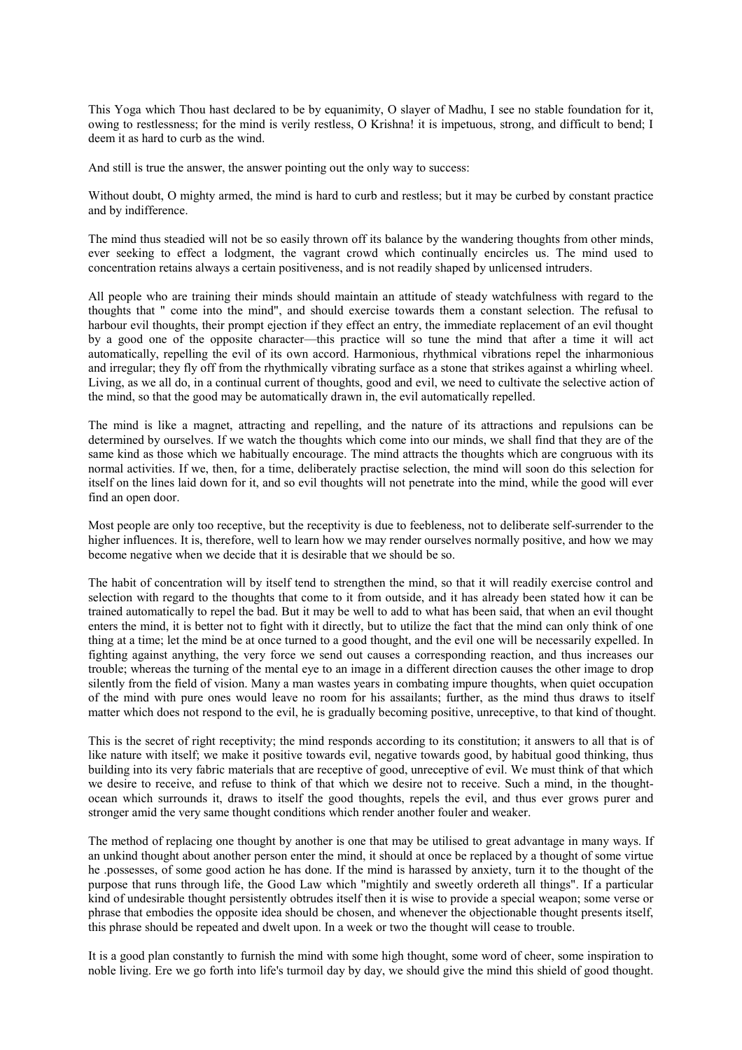This Yoga which Thou hast declared to be by equanimity, O slayer of Madhu, I see no stable foundation for it, owing to restlessness; for the mind is verily restless, O Krishna! it is impetuous, strong, and difficult to bend; I deem it as hard to curb as the wind.

And still is true the answer, the answer pointing out the only way to success:

Without doubt, O mighty armed, the mind is hard to curb and restless; but it may be curbed by constant practice and by indifference.

The mind thus steadied will not be so easily thrown off its balance by the wandering thoughts from other minds, ever seeking to effect a lodgment, the vagrant crowd which continually encircles us. The mind used to concentration retains always a certain positiveness, and is not readily shaped by unlicensed intruders.

All people who are training their minds should maintain an attitude of steady watchfulness with regard to the thoughts that " come into the mind", and should exercise towards them a constant selection. The refusal to harbour evil thoughts, their prompt ejection if they effect an entry, the immediate replacement of an evil thought by a good one of the opposite character—this practice will so tune the mind that after a time it will act automatically, repelling the evil of its own accord. Harmonious, rhythmical vibrations repel the inharmonious and irregular; they fly off from the rhythmically vibrating surface as a stone that strikes against a whirling wheel. Living, as we all do, in a continual current of thoughts, good and evil, we need to cultivate the selective action of the mind, so that the good may be automatically drawn in, the evil automatically repelled.

The mind is like a magnet, attracting and repelling, and the nature of its attractions and repulsions can be determined by ourselves. If we watch the thoughts which come into our minds, we shall find that they are of the same kind as those which we habitually encourage. The mind attracts the thoughts which are congruous with its normal activities. If we, then, for a time, deliberately practise selection, the mind will soon do this selection for itself on the lines laid down for it, and so evil thoughts will not penetrate into the mind, while the good will ever find an open door.

Most people are only too receptive, but the receptivity is due to feebleness, not to deliberate self-surrender to the higher influences. It is, therefore, well to learn how we may render ourselves normally positive, and how we may become negative when we decide that it is desirable that we should be so.

The habit of concentration will by itself tend to strengthen the mind, so that it will readily exercise control and selection with regard to the thoughts that come to it from outside, and it has already been stated how it can be trained automatically to repel the bad. But it may be well to add to what has been said, that when an evil thought enters the mind, it is better not to fight with it directly, but to utilize the fact that the mind can only think of one thing at a time; let the mind be at once turned to a good thought, and the evil one will be necessarily expelled. In fighting against anything, the very force we send out causes a corresponding reaction, and thus increases our trouble; whereas the turning of the mental eye to an image in a different direction causes the other image to drop silently from the field of vision. Many a man wastes years in combating impure thoughts, when quiet occupation of the mind with pure ones would leave no room for his assailants; further, as the mind thus draws to itself matter which does not respond to the evil, he is gradually becoming positive, unreceptive, to that kind of thought.

This is the secret of right receptivity; the mind responds according to its constitution; it answers to all that is of like nature with itself; we make it positive towards evil, negative towards good, by habitual good thinking, thus building into its very fabric materials that are receptive of good, unreceptive of evil. We must think of that which we desire to receive, and refuse to think of that which we desire not to receive. Such a mind, in the thought-ocean which surrounds it, draws to itself the good thoughts, repels the evil, and thus ever grows purer and stronger amid the very same thought conditions which render another fouler and weaker.

The method of replacing one thought by another is one that may be utilised to great advantage in many ways. If an unkind thought about another person enter the mind, it should at once be replaced by a thought of some virtue he .possesses, of some good action he has done. If the mind is harassed by anxiety, turn it to the thought of the purpose that runs through life, the Good Law which "mightily and sweetly ordereth all things". If a particular kind of undesirable thought persistently obtrudes itself then it is wise to provide a special weapon; some verse or phrase that embodies the opposite idea should be chosen, and whenever the objectionable thought presents itself, this phrase should be repeated and dwelt upon. In a week or two the thought will cease to trouble.

It is a good plan constantly to furnish the mind with some high thought, some word of cheer, some inspiration to noble living. Ere we go forth into life's turmoil day by day, we should give the mind this shield of good thought.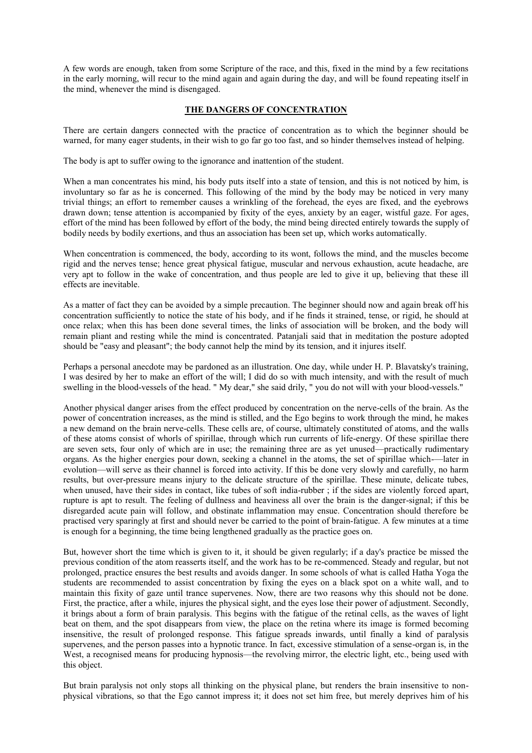A few words are enough, taken from some Scripture of the race, and this, fixed in the mind by a few recitations in the early morning, will recur to the mind again and again during the day, and will be found repeating itself in the mind, whenever the mind is disengaged.

## THE DANGERS OF CONCENTRATION

There are certain dangers connected with the practice of concentration as to which the beginner should be warned, for many eager students, in their wish to go far go too fast, and so hinder themselves instead of helping.

The body is apt to suffer owing to the ignorance and inattention of the student.

When a man concentrates his mind, his body puts itself into a state of tension, and this is not noticed by him, is involuntary so far as he is concerned. This following of the mind by the body may be noticed in very many trivial things; an effort to remember causes a wrinkling of the forehead, the eyes are fixed, and the eyebrows drawn down; tense attention is accompanied by fixity of the eyes, anxiety by an eager, wistful gaze. For ages, effort of the mind has been followed by effort of the body, the mind being directed entirely towards the supply of bodily needs by bodily exertions, and thus an association has been set up, which works automatically.

When concentration is commenced, the body, according to its wont, follows the mind, and the muscles become rigid and the nerves tense; hence great physical fatigue, muscular and nervous exhaustion, acute headache, are very apt to follow in the wake of concentration, and thus people are led to give it up, believing that these ill effects are inevitable.

As a matter of fact they can be avoided by a simple precaution. The beginner should now and again break off his concentration sufficiently to notice the state of his body, and if he finds it strained, tense, or rigid, he should at once relax; when this has been done several times, the links of association will be broken, and the body will remain pliant and resting while the mind is concentrated. Patanjali said that in meditation the posture adopted should be "easy and pleasant"; the body cannot help the mind by its tension, and it injures itself.

Perhaps a personal anecdote may be pardoned as an illustration. One day, while under H. P. Blavatsky's training, I was desired by her to make an effort of the will; I did do so with much intensity, and with the result of much swelling in the blood-vessels of the head. " My dear," she said drily, " you do not will with your blood-vessels."

Another physical danger arises from the effect produced by concentration on the nerve-cells of the brain. As the power of concentration increases, as the mind is stilled, and the Ego begins to work through the mind, he makes a new demand on the brain nerve-cells. These cells are, of course, ultimately constituted of atoms, and the walls of these atoms consist of whorls of spirillae, through which run currents of life-energy. Of these spirillae there are seven sets, four only of which are in use; the remaining three are as yet unused—practically rudimentary organs. As the higher energies pour down, seeking a channel in the atoms, the set of spirillae which-—later in evolution—will serve as their channel is forced into activity. If this be done very slowly and carefully, no harm results, but over-pressure means injury to the delicate structure of the spirillae. These minute, delicate tubes, when unused, have their sides in contact, like tubes of soft india-rubber ; if the sides are violently forced apart, rupture is apt to result. The feeling of dullness and heaviness all over the brain is the danger-signal; if this be disregarded acute pain will follow, and obstinate inflammation may ensue. Concentration should therefore be practised very sparingly at first and should never be carried to the point of brain-fatigue. A few minutes at a time is enough for a beginning, the time being lengthened gradually as the practice goes on.

But, however short the time which is given to it, it should be given regularly; if a day's practice be missed the previous condition of the atom reasserts itself, and the work has to be re-commenced. Steady and regular, but not prolonged, practice ensures the best results and avoids danger. In some schools of what is called Hatha Yoga the students are recommended to assist concentration by fixing the eyes on a black spot on a white wall, and to maintain this fixity of gaze until trance supervenes. Now, there are two reasons why this should not be done. First, the practice, after a while, injures the physical sight, and the eyes lose their power of adjustment. Secondly, it brings about a form of brain paralysis. This begins with the fatigue of the retinal cells, as the waves of light beat on them, and the spot disappears from view, the place on the retina where its image is formed becoming insensitive, the result of prolonged response. This fatigue spreads inwards, until finally a kind of paralysis supervenes, and the person passes into a hypnotic trance. In fact, excessive stimulation of a sense-organ is, in the West, a recognised means for producing hypnosis—the revolving mirror, the electric light, etc., being used with this object.

But brain paralysis not only stops all thinking on the physical plane, but renders the brain insensitive to non-physical vibrations, so that the Ego cannot impress it; it does not set him free, but merely deprives him of his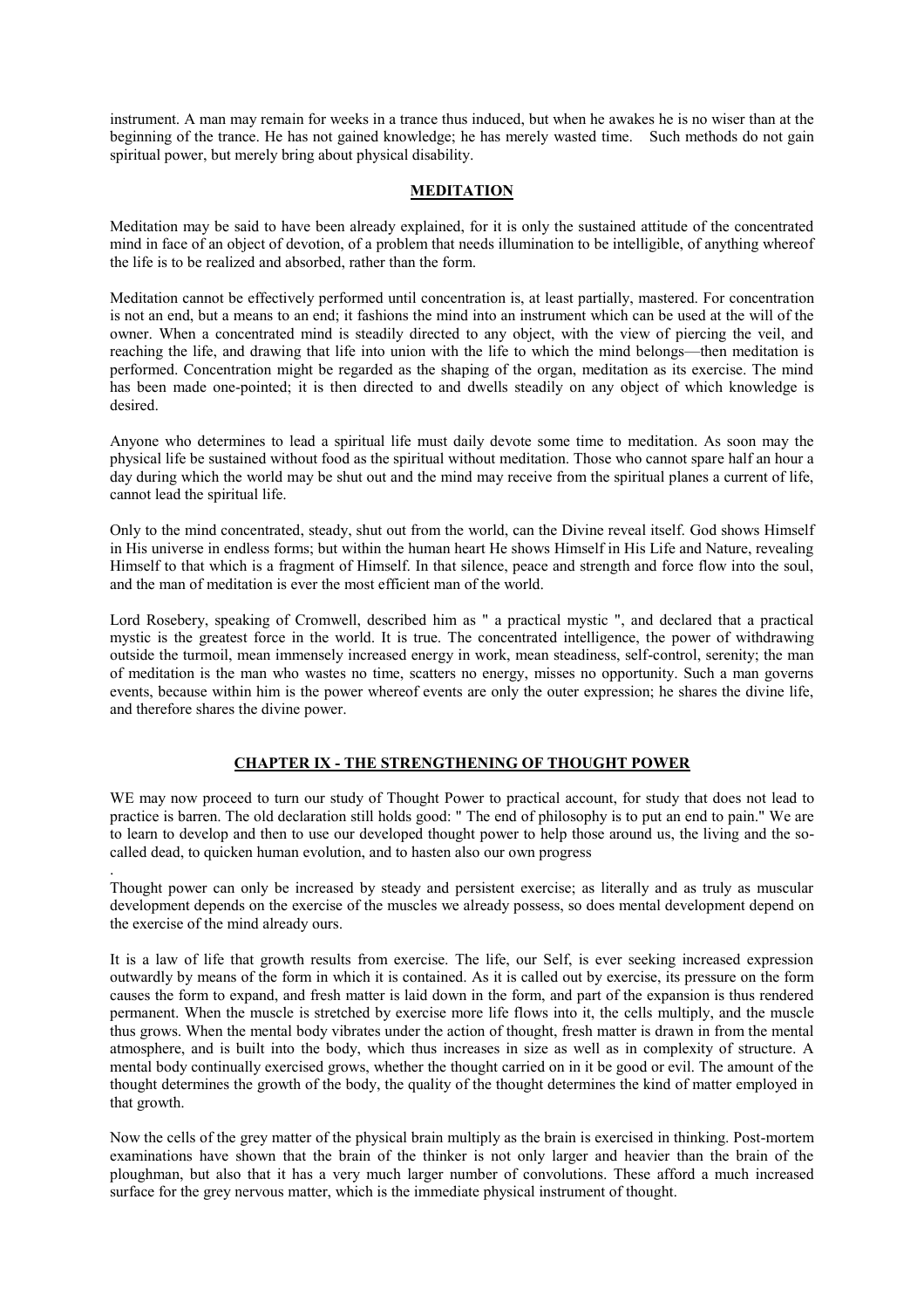instrument. A man may remain for weeks in a trance thus induced, but when he awakes he is no wiser than at the beginning of the trance. He has not gained knowledge; he has merely wasted time. Such methods do not gain spiritual power, but merely bring about physical disability.

## MEDITATION

Meditation may be said to have been already explained, for it is only the sustained attitude of the concentrated mind in face of an object of devotion, of a problem that needs illumination to be intelligible, of anything whereof the life is to be realized and absorbed, rather than the form.

Meditation cannot be effectively performed until concentration is, at least partially, mastered. For concentration is not an end, but a means to an end; it fashions the mind into an instrument which can be used at the will of the owner. When a concentrated mind is steadily directed to any object, with the view of piercing the veil, and reaching the life, and drawing that life into union with the life to which the mind belongs—then meditation is performed. Concentration might be regarded as the shaping of the organ, meditation as its exercise. The mind has been made one-pointed; it is then directed to and dwells steadily on any object of which knowledge is desired.

Anyone who determines to lead a spiritual life must daily devote some time to meditation. As soon may the physical life be sustained without food as the spiritual without meditation. Those who cannot spare half an hour a day during which the world may be shut out and the mind may receive from the spiritual planes a current of life, cannot lead the spiritual life.

Only to the mind concentrated, steady, shut out from the world, can the Divine reveal itself. God shows Himself in His universe in endless forms; but within the human heart He shows Himself in His Life and Nature, revealing Himself to that which is a fragment of Himself. In that silence, peace and strength and force flow into the soul, and the man of meditation is ever the most efficient man of the world.

Lord Rosebery, speaking of Cromwell, described him as " a practical mystic ", and declared that a practical mystic is the greatest force in the world. It is true. The concentrated intelligence, the power of withdrawing outside the turmoil, mean immensely increased energy in work, mean steadiness, self-control, serenity; the man of meditation is the man who wastes no time, scatters no energy, misses no opportunity. Such a man governs events, because within him is the power whereof events are only the outer expression; he shares the divine life, and therefore shares the divine power.

## CHAPTER IX - THE STRENGTHENING OF THOUGHT POWER

WE may now proceed to turn our study of Thought Power to practical account, for study that does not lead to practice is barren. The old declaration still holds good: " The end of philosophy is to put an end to pain." We are to learn to develop and then to use our developed thought power to help those around us, the living and the so-called dead, to quicken human evolution, and to hasten also our own progress.

Thought power can only be increased by steady and persistent exercise; as literally and as truly as muscular development depends on the exercise of the muscles we already possess, so does mental development depend on the exercise of the mind already ours.

It is a law of life that growth results from exercise. The life, our Self, is ever seeking increased expression outwardly by means of the form in which it is contained. As it is called out by exercise, its pressure on the form causes the form to expand, and fresh matter is laid down in the form, and part of the expansion is thus rendered permanent. When the muscle is stretched by exercise more life flows into it, the cells multiply, and the muscle thus grows. When the mental body vibrates under the action of thought, fresh matter is drawn in from the mental atmosphere, and is built into the body, which thus increases in size as well as in complexity of structure. A mental body continually exercised grows, whether the thought carried on in it be good or evil. The amount of the thought determines the growth of the body, the quality of the thought determines the kind of matter employed in that growth.

Now the cells of the grey matter of the physical brain multiply as the brain is exercised in thinking. Post-mortem examinations have shown that the brain of the thinker is not only larger and heavier than the brain of the ploughman, but also that it has a very much larger number of convolutions. These afford a much increased surface for the grey nervous matter, which is the immediate physical instrument of thought.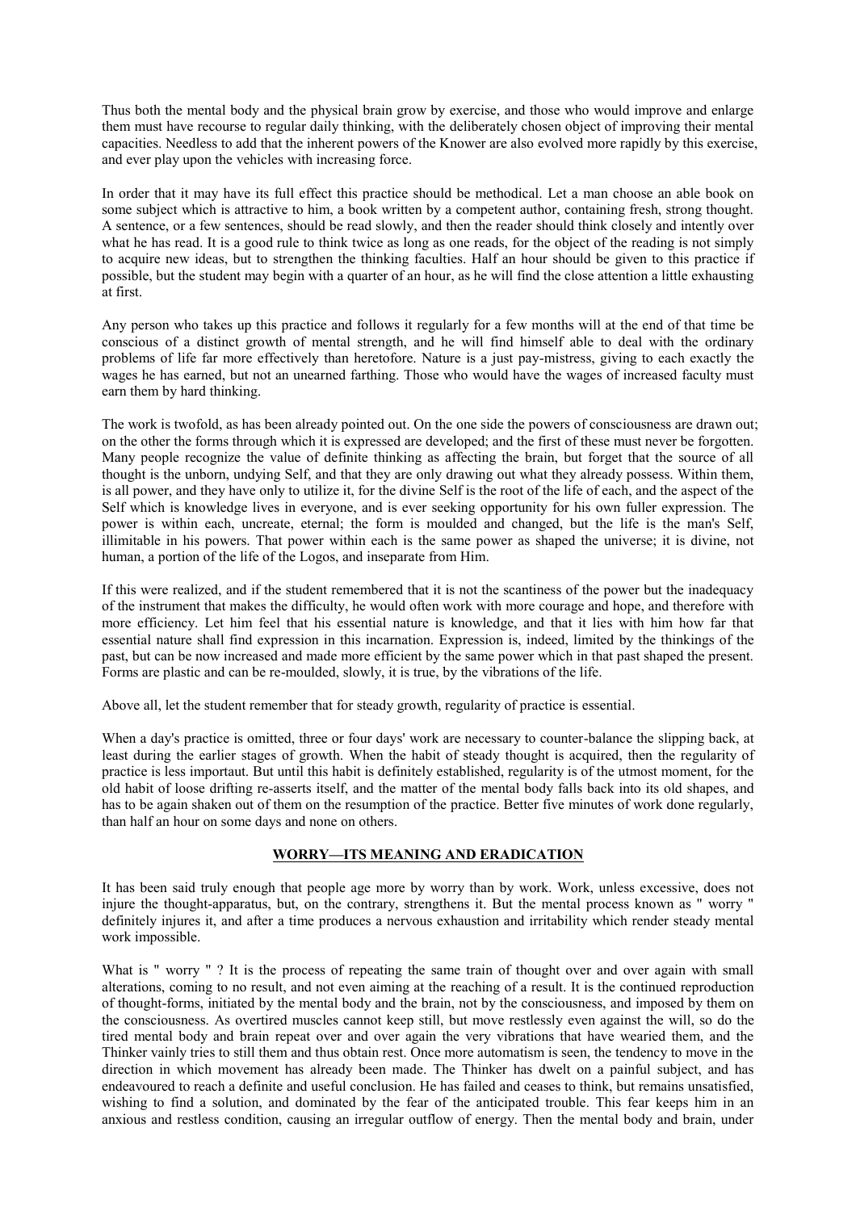Thus both the mental body and the physical brain grow by exercise, and those who would improve and enlarge them must have recourse to regular daily thinking, with the deliberately chosen object of improving their mental capacities. Needless to add that the inherent powers of the Knower are also evolved more rapidly by this exercise, and ever play upon the vehicles with increasing force.

In order that it may have its full effect this practice should be methodical. Let a man choose an able book on some subject which is attractive to him, a book written by a competent author, containing fresh, strong thought. A sentence, or a few sentences, should be read slowly, and then the reader should think closely and intently over what he has read. It is a good rule to think twice as long as one reads, for the object of the reading is not simply to acquire new ideas, but to strengthen the thinking faculties. Half an hour should be given to this practice if possible, but the student may begin with a quarter of an hour, as he will find the close attention a little exhausting at first.

Any person who takes up this practice and follows it regularly for a few months will at the end of that time be conscious of a distinct growth of mental strength, and he will find himself able to deal with the ordinary problems of life far more effectively than heretofore. Nature is a just pay-mistress, giving to each exactly the wages he has earned, but not an unearned farthing. Those who would have the wages of increased faculty must earn them by hard thinking.

The work is twofold, as has been already pointed out. On the one side the powers of consciousness are drawn out; on the other the forms through which it is expressed are developed; and the first of these must never be forgotten. Many people recognize the value of definite thinking as affecting the brain, but forget that the source of all thought is the unborn, undying Self, and that they are only drawing out what they already possess. Within them, is all power, and they have only to utilize it, for the divine Self is the root of the life of each, and the aspect of the Self which is knowledge lives in everyone, and is ever seeking opportunity for his own fuller expression. The power is within each, uncreate, eternal; the form is moulded and changed, but the life is the man's Self, illimitable in his powers. That power within each is the same power as shaped the universe; it is divine, not human, a portion of the life of the Logos, and inseparate from Him.

If this were realized, and if the student remembered that it is not the scantiness of the power but the inadequacy of the instrument that makes the difficulty, he would often work with more courage and hope, and therefore with more efficiency. Let him feel that his essential nature is knowledge, and that it lies with him how far that essential nature shall find expression in this incarnation. Expression is, indeed, limited by the thinkings of the past, but can be now increased and made more efficient by the same power which in that past shaped the present. Forms are plastic and can be re-moulded, slowly, it is true, by the vibrations of the life.

Above all, let the student remember that for steady growth, regularity of practice is essential.

When a day's practice is omitted, three or four days' work are necessary to counter-balance the slipping back, at least during the earlier stages of growth. When the habit of steady thought is acquired, then the regularity of practice is less importaut. But until this habit is definitely established, regularity is of the utmost moment, for the old habit of loose drifting re-asserts itself, and the matter of the mental body falls back into its old shapes, and has to be again shaken out of them on the resumption of the practice. Better five minutes of work done regularly, than half an hour on some days and none on others.

## WORRY—ITS MEANING AND ERADICATION

It has been said truly enough that people age more by worry than by work. Work, unless excessive, does not injure the thought-apparatus, but, on the contrary, strengthens it. But the mental process known as " worry " definitely injures it, and after a time produces a nervous exhaustion and irritability which render steady mental work impossible.

What is " worry " ? It is the process of repeating the same train of thought over and over again with small alterations, coming to no result, and not even aiming at the reaching of a result. It is the continued reproduction of thought-forms, initiated by the mental body and the brain, not by the consciousness, and imposed by them on the consciousness. As overtired muscles cannot keep still, but move restlessly even against the will, so do the tired mental body and brain repeat over and over again the very vibrations that have wearied them, and the Thinker vainly tries to still them and thus obtain rest. Once more automatism is seen, the tendency to move in the direction in which movement has already been made. The Thinker has dwelt on a painful subject, and has endeavoured to reach a definite and useful conclusion. He has failed and ceases to think, but remains unsatisfied, wishing to find a solution, and dominated by the fear of the anticipated trouble. This fear keeps him in an anxious and restless condition, causing an irregular outflow of energy. Then the mental body and brain, under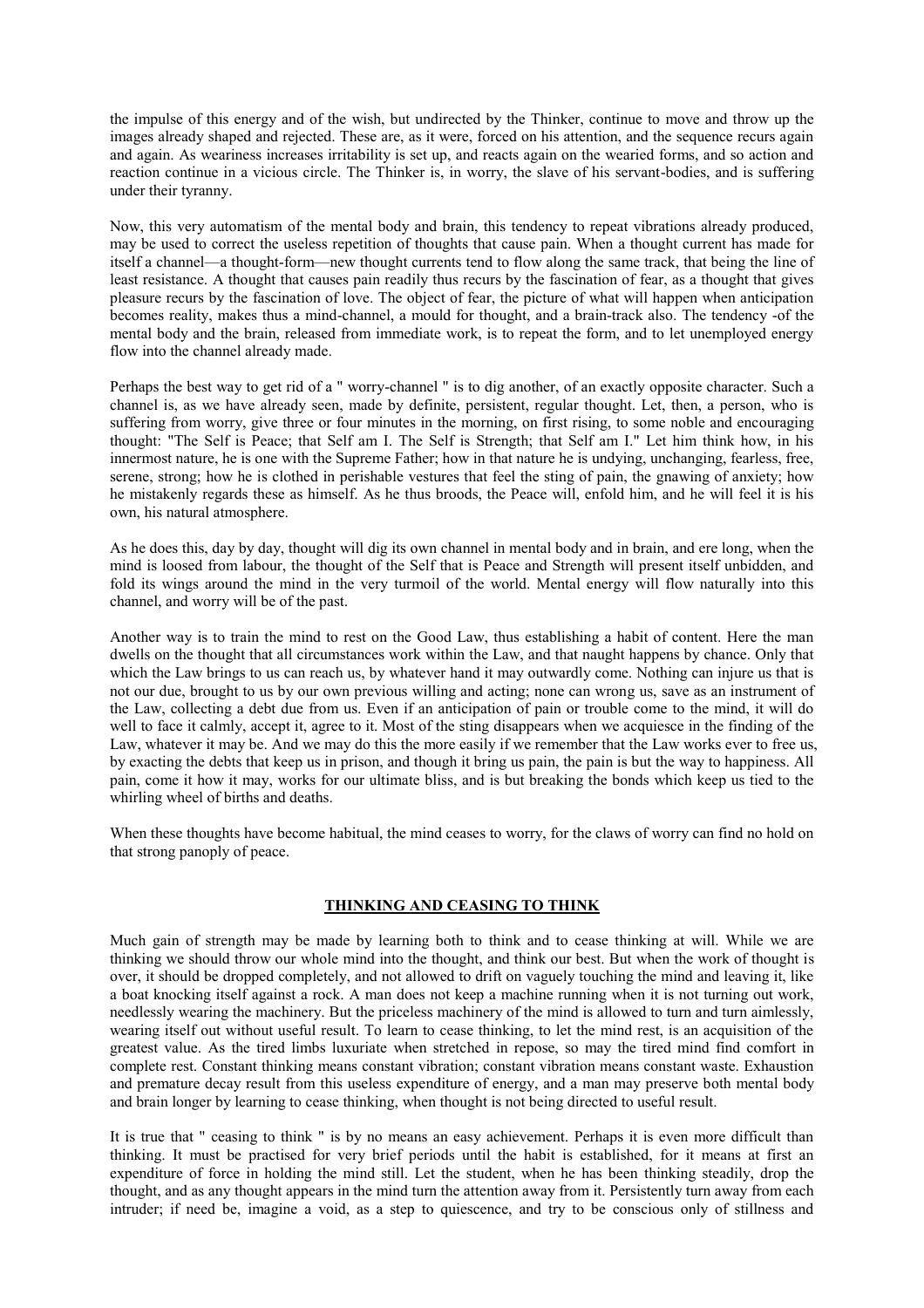the impulse of this energy and of the wish, but undirected by the Thinker, continue to move and throw up the images already shaped and rejected. These are, as it were, forced on his attention, and the sequence recurs again and again. As weariness increases irritability is set up, and reacts again on the wearied forms, and so action and reaction continue in a vicious circle. The Thinker is, in worry, the slave of his servant-bodies, and is suffering under their tyranny.

Now, this very automatism of the mental body and brain, this tendency to repeat vibrations already produced, may be used to correct the useless repetition of thoughts that cause pain. When a thought current has made for itself a channel—a thought-form—new thought currents tend to flow along the same track, that being the line of least resistance. A thought that causes pain readily thus recurs by the fascination of fear, as a thought that gives pleasure recurs by the fascination of love. The object of fear, the picture of what will happen when anticipation becomes reality, makes thus a mind-channel, a mould for thought, and a brain-track also. The tendency -of the mental body and the brain, released from immediate work, is to repeat the form, and to let unemployed energy flow into the channel already made.

Perhaps the best way to get rid of a " worry-channel " is to dig another, of an exactly opposite character. Such a channel is, as we have already seen, made by definite, persistent, regular thought. Let, then, a person, who is suffering from worry, give three or four minutes in the morning, on first rising, to some noble and encouraging thought: "The Self is Peace; that Self am I. The Self is Strength; that Self am I." Let him think how, in his innermost nature, he is one with the Supreme Father; how in that nature he is undying, unchanging, fearless, free, serene, strong; how he is clothed in perishable vestures that feel the sting of pain, the gnawing of anxiety; how he mistakenly regards these as himself. As he thus broods, the Peace will, enfold him, and he will feel it is his own, his natural atmosphere.

As he does this, day by day, thought will dig its own channel in mental body and in brain, and ere long, when the mind is loosed from labour, the thought of the Self that is Peace and Strength will present itself unbidden, and fold its wings around the mind in the very turmoil of the world. Mental energy will flow naturally into this channel, and worry will be of the past.

Another way is to train the mind to rest on the Good Law, thus establishing a habit of content. Here the man dwells on the thought that all circumstances work within the Law, and that naught happens by chance. Only that which the Law brings to us can reach us, by whatever hand it may outwardly come. Nothing can injure us that is not our due, brought to us by our own previous willing and acting; none can wrong us, save as an instrument of the Law, collecting a debt due from us. Even if an anticipation of pain or trouble come to the mind, it will do well to face it calmly, accept it, agree to it. Most of the sting disappears when we acquiesce in the finding of the Law, whatever it may be. And we may do this the more easily if we remember that the Law works ever to free us, by exacting the debts that keep us in prison, and though it bring us pain, the pain is but the way to happiness. All pain, come it how it may, works for our ultimate bliss, and is but breaking the bonds which keep us tied to the whirling wheel of births and deaths.

When these thoughts have become habitual, the mind ceases to worry, for the claws of worry can find no hold on that strong panoply of peace.

## THINKING AND CEASING TO THINK

Much gain of strength may be made by learning both to think and to cease thinking at will. While we are thinking we should throw our whole mind into the thought, and think our best. But when the work of thought is over, it should be dropped completely, and not allowed to drift on vaguely touching the mind and leaving it, like a boat knocking itself against a rock. A man does not keep a machine running when it is not turning out work, needlessly wearing the machinery. But the priceless machinery of the mind is allowed to turn and turn aimlessly, wearing itself out without useful result. To learn to cease thinking, to let the mind rest, is an acquisition of the greatest value. As the tired limbs luxuriate when stretched in repose, so may the tired mind find comfort in complete rest. Constant thinking means constant vibration; constant vibration means constant waste. Exhaustion and premature decay result from this useless expenditure of energy, and a man may preserve both mental body and brain longer by learning to cease thinking, when thought is not being directed to useful result.

It is true that " ceasing to think " is by no means an easy achievement. Perhaps it is even more difficult than thinking. It must be practised for very brief periods until the habit is established, for it means at first an expenditure of force in holding the mind still. Let the student, when he has been thinking steadily, drop the thought, and as any thought appears in the mind turn the attention away from it. Persistently turn away from each intruder; if need be, imagine a void, as a step to quiescence, and try to be conscious only of stillness and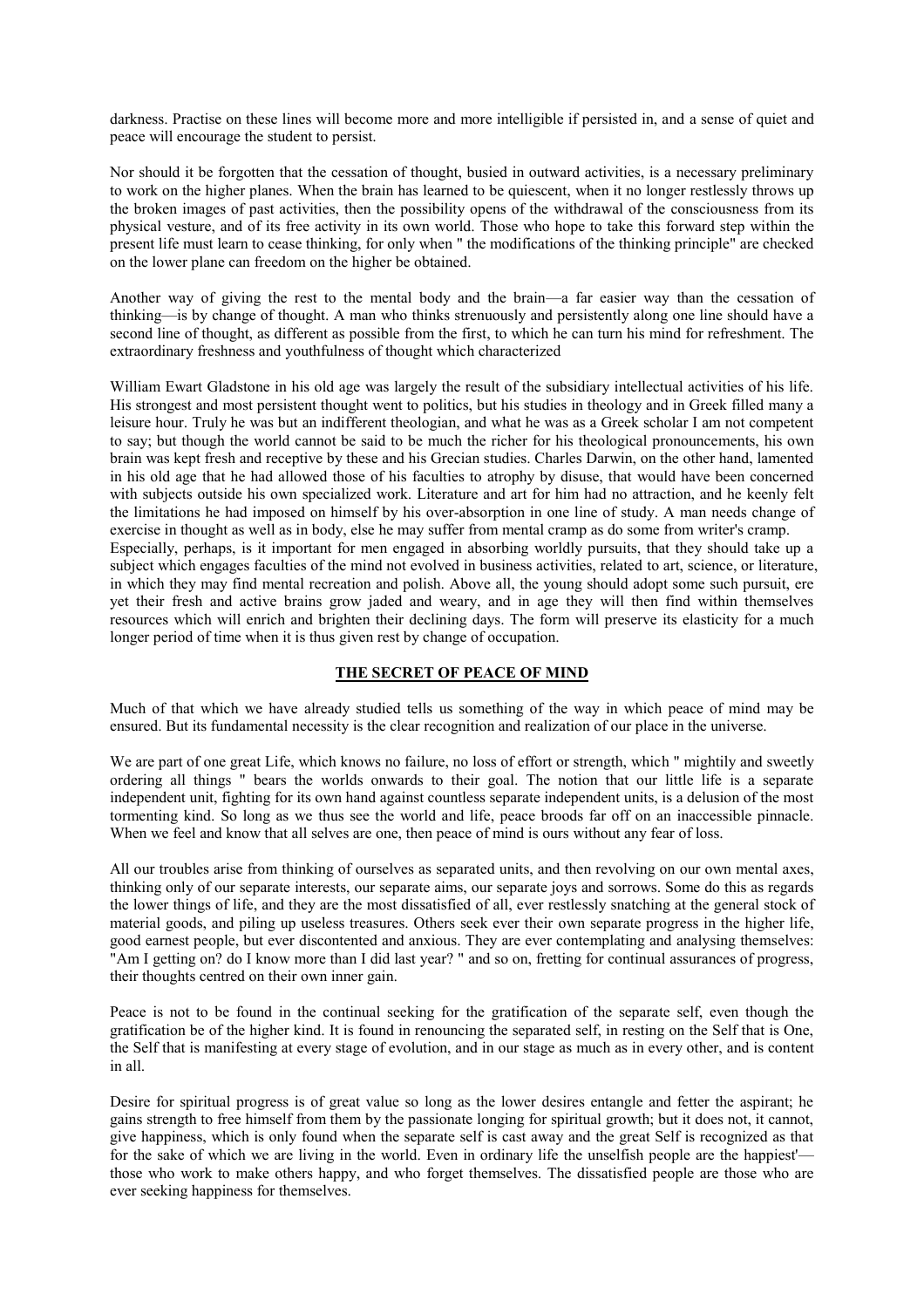darkness. Practise on these lines will become more and more intelligible if persisted in, and a sense of quiet and peace will encourage the student to persist.

Nor should it be forgotten that the cessation of thought, busied in outward activities, is a necessary preliminary to work on the higher planes. When the brain has learned to be quiescent, when it no longer restlessly throws up the broken images of past activities, then the possibility opens of the withdrawal of the consciousness from its physical vesture, and of its free activity in its own world. Those who hope to take this forward step within the present life must learn to cease thinking, for only when " the modifications of the thinking principle" are checked on the lower plane can freedom on the higher be obtained.

Another way of giving the rest to the mental body and the brain—a far easier way than the cessation of thinking—is by change of thought. A man who thinks strenuously and persistently along one line should have a second line of thought, as different as possible from the first, to which he can turn his mind for refreshment. The extraordinary freshness and youthfulness of thought which characterized

William Ewart Gladstone in his old age was largely the result of the subsidiary intellectual activities of his life. His strongest and most persistent thought went to politics, but his studies in theology and in Greek filled many a leisure hour. Truly he was but an indifferent theologian, and what he was as a Greek scholar I am not competent to say; but though the world cannot be said to be much the richer for his theological pronouncements, his own brain was kept fresh and receptive by these and his Grecian studies. Charles Darwin, on the other hand, lamented in his old age that he had allowed those of his faculties to atrophy by disuse, that would have been concerned with subjects outside his own specialized work. Literature and art for him had no attraction, and he keenly felt the limitations he had imposed on himself by his over-absorption in one line of study. A man needs change of exercise in thought as well as in body, else he may suffer from mental cramp as do some from writer's cramp. Especially, perhaps, is it important for men engaged in absorbing worldly pursuits, that they should take up a subject which engages faculties of the mind not evolved in business activities, related to art, science, or literature, in which they may find mental recreation and polish. Above all, the young should adopt some such pursuit, ere yet their fresh and active brains grow jaded and weary, and in age they will then find within themselves resources which will enrich and brighten their declining days. The form will preserve its elasticity for a much longer period of time when it is thus given rest by change of occupation.

## THE SECRET OF PEACE OF MIND

Much of that which we have already studied tells us something of the way in which peace of mind may be ensured. But its fundamental necessity is the clear recognition and realization of our place in the universe.

We are part of one great Life, which knows no failure, no loss of effort or strength, which " mightily and sweetly ordering all things " bears the worlds onwards to their goal. The notion that our little life is a separate independent unit, fighting for its own hand against countless separate independent units, is a delusion of the most tormenting kind. So long as we thus see the world and life, peace broods far off on an inaccessible pinnacle. When we feel and know that all selves are one, then peace of mind is ours without any fear of loss.

All our troubles arise from thinking of ourselves as separated units, and then revolving on our own mental axes, thinking only of our separate interests, our separate aims, our separate joys and sorrows. Some do this as regards the lower things of life, and they are the most dissatisfied of all, ever restlessly snatching at the general stock of material goods, and piling up useless treasures. Others seek ever their own separate progress in the higher life, good earnest people, but ever discontented and anxious. They are ever contemplating and analysing themselves: "Am I getting on? do I know more than I did last year? " and so on, fretting for continual assurances of progress, their thoughts centred on their own inner gain.

Peace is not to be found in the continual seeking for the gratification of the separate self, even though the gratification be of the higher kind. It is found in renouncing the separated self, in resting on the Self that is One, the Self that is manifesting at every stage of evolution, and in our stage as much as in every other, and is content in all.

Desire for spiritual progress is of great value so long as the lower desires entangle and fetter the aspirant; he gains strength to free himself from them by the passionate longing for spiritual growth; but it does not, it cannot, give happiness, which is only found when the separate self is cast away and the great Self is recognized as that for the sake of which we are living in the world. Even in ordinary life the unselfish people are the happiest'—those who work to make others happy, and who forget themselves. The dissatisfied people are those who are ever seeking happiness for themselves.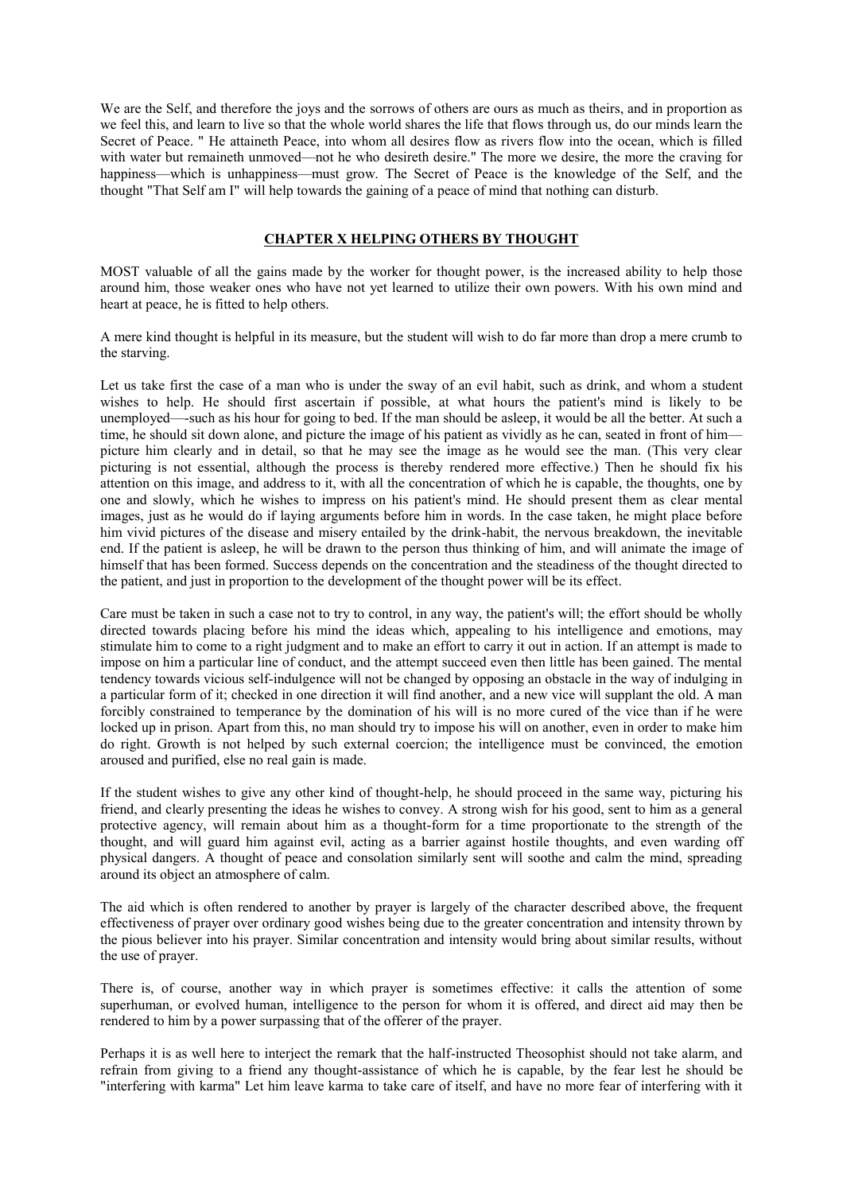We are the Self, and therefore the joys and the sorrows of others are ours as much as theirs, and in proportion as we feel this, and learn to live so that the whole world shares the life that flows through us, do our minds learn the Secret of Peace. " He attaineth Peace, into whom all desires flow as rivers flow into the ocean, which is filled with water but remaineth unmoved—not he who desireth desire." The more we desire, the more the craving for happiness—which is unhappiness—must grow. The Secret of Peace is the knowledge of the Self, and the thought "That Self am I" will help towards the gaining of a peace of mind that nothing can disturb.

## CHAPTER X HELPING OTHERS BY THOUGHT

MOST valuable of all the gains made by the worker for thought power, is the increased ability to help those around him, those weaker ones who have not yet learned to utilize their own powers. With his own mind and heart at peace, he is fitted to help others.

A mere kind thought is helpful in its measure, but the student will wish to do far more than drop a mere crumb to the starving.

Let us take first the case of a man who is under the sway of an evil habit, such as drink, and whom a student wishes to help. He should first ascertain if possible, at what hours the patient's mind is likely to be unemployed—-such as his hour for going to bed. If the man should be asleep, it would be all the better. At such a time, he should sit down alone, and picture the image of his patient as vividly as he can, seated in front of him—picture him clearly and in detail, so that he may see the image as he would see the man. (This very clear picturing is not essential, although the process is thereby rendered more effective.) Then he should fix his attention on this image, and address to it, with all the concentration of which he is capable, the thoughts, one by one and slowly, which he wishes to impress on his patient's mind. He should present them as clear mental images, just as he would do if laying arguments before him in words. In the case taken, he might place before him vivid pictures of the disease and misery entailed by the drink-habit, the nervous breakdown, the inevitable end. If the patient is asleep, he will be drawn to the person thus thinking of him, and will animate the image of himself that has been formed. Success depends on the concentration and the steadiness of the thought directed to the patient, and just in proportion to the development of the thought power will be its effect.

Care must be taken in such a case not to try to control, in any way, the patient's will; the effort should be wholly directed towards placing before his mind the ideas which, appealing to his intelligence and emotions, may stimulate him to come to a right judgment and to make an effort to carry it out in action. If an attempt is made to impose on him a particular line of conduct, and the attempt succeed even then little has been gained. The mental tendency towards vicious self-indulgence will not be changed by opposing an obstacle in the way of indulging in a particular form of it; checked in one direction it will find another, and a new vice will supplant the old. A man forcibly constrained to temperance by the domination of his will is no more cured of the vice than if he were locked up in prison. Apart from this, no man should try to impose his will on another, even in order to make him do right. Growth is not helped by such external coercion; the intelligence must be convinced, the emotion aroused and purified, else no real gain is made.

If the student wishes to give any other kind of thought-help, he should proceed in the same way, picturing his friend, and clearly presenting the ideas he wishes to convey. A strong wish for his good, sent to him as a general protective agency, will remain about him as a thought-form for a time proportionate to the strength of the thought, and will guard him against evil, acting as a barrier against hostile thoughts, and even warding off physical dangers. A thought of peace and consolation similarly sent will soothe and calm the mind, spreading around its object an atmosphere of calm.

The aid which is often rendered to another by prayer is largely of the character described above, the frequent effectiveness of prayer over ordinary good wishes being due to the greater concentration and intensity thrown by the pious believer into his prayer. Similar concentration and intensity would bring about similar results, without the use of prayer.

There is, of course, another way in which prayer is sometimes effective: it calls the attention of some superhuman, or evolved human, intelligence to the person for whom it is offered, and direct aid may then be rendered to him by a power surpassing that of the offerer of the prayer.

Perhaps it is as well here to interject the remark that the half-instructed Theosophist should not take alarm, and refrain from giving to a friend any thought-assistance of which he is capable, by the fear lest he should be "interfering with karma" Let him leave karma to take care of itself, and have no more fear of interfering with it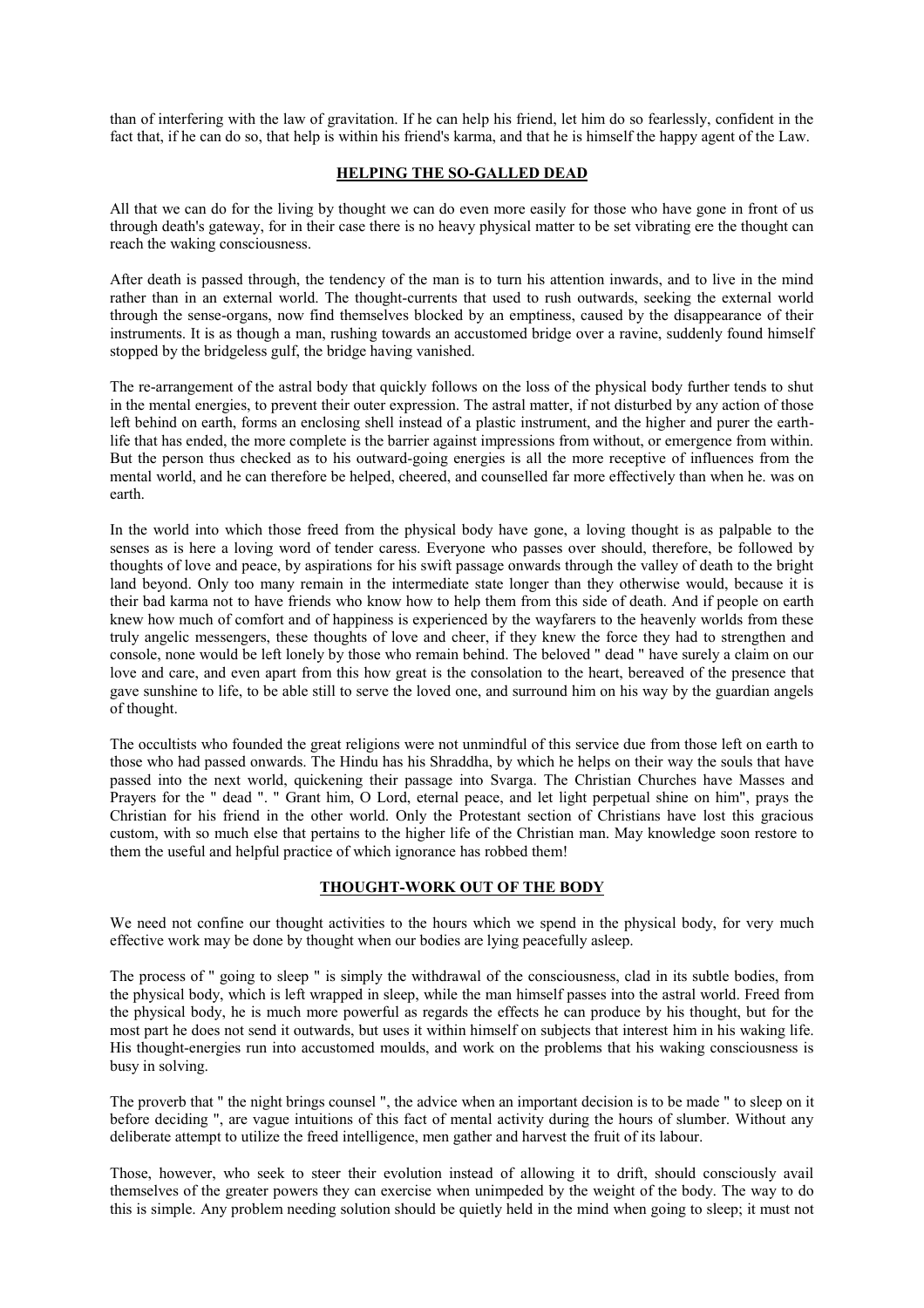than of interfering with the law of gravitation. If he can help his friend, let him do so fearlessly, confident in the fact that, if he can do so, that help is within his friend's karma, and that he is himself the happy agent of the Law.

## HELPING THE SO-GALLED DEAD

All that we can do for the living by thought we can do even more easily for those who have gone in front of us through death's gateway, for in their case there is no heavy physical matter to be set vibrating ere the thought can reach the waking consciousness.

After death is passed through, the tendency of the man is to turn his attention inwards, and to live in the mind rather than in an external world. The thought-currents that used to rush outwards, seeking the external world through the sense-organs, now find themselves blocked by an emptiness, caused by the disappearance of their instruments. It is as though a man, rushing towards an accustomed bridge over a ravine, suddenly found himself stopped by the bridgeless gulf, the bridge having vanished.

The re-arrangement of the astral body that quickly follows on the loss of the physical body further tends to shut in the mental energies, to prevent their outer expression. The astral matter, if not disturbed by any action of those left behind on earth, forms an enclosing shell instead of a plastic instrument, and the higher and purer the earth-life that has ended, the more complete is the barrier against impressions from without, or emergence from within. But the person thus checked as to his outward-going energies is all the more receptive of influences from the mental world, and he can therefore be helped, cheered, and counselled far more effectively than when he. was on earth.

In the world into which those freed from the physical body have gone, a loving thought is as palpable to the senses as is here a loving word of tender caress. Everyone who passes over should, therefore, be followed by thoughts of love and peace, by aspirations for his swift passage onwards through the valley of death to the bright land beyond. Only too many remain in the intermediate state longer than they otherwise would, because it is their bad karma not to have friends who know how to help them from this side of death. And if people on earth knew how much of comfort and of happiness is experienced by the wayfarers to the heavenly worlds from these truly angelic messengers, these thoughts of love and cheer, if they knew the force they had to strengthen and console, none would be left lonely by those who remain behind. The beloved " dead " have surely a claim on our love and care, and even apart from this how great is the consolation to the heart, bereaved of the presence that gave sunshine to life, to be able still to serve the loved one, and surround him on his way by the guardian angels of thought.

The occultists who founded the great religions were not unmindful of this service due from those left on earth to those who had passed onwards. The Hindu has his Shraddha, by which he helps on their way the souls that have passed into the next world, quickening their passage into Svarga. The Christian Churches have Masses and Prayers for the " dead ". " Grant him, O Lord, eternal peace, and let light perpetual shine on him", prays the Christian for his friend in the other world. Only the Protestant section of Christians have lost this gracious custom, with so much else that pertains to the higher life of the Christian man. May knowledge soon restore to them the useful and helpful practice of which ignorance has robbed them!

## THOUGHT-WORK OUT OF THE BODY

We need not confine our thought activities to the hours which we spend in the physical body, for very much effective work may be done by thought when our bodies are lying peacefully asleep.

The process of " going to sleep " is simply the withdrawal of the consciousness, clad in its subtle bodies, from the physical body, which is left wrapped in sleep, while the man himself passes into the astral world. Freed from the physical body, he is much more powerful as regards the effects he can produce by his thought, but for the most part he does not send it outwards, but uses it within himself on subjects that interest him in his waking life. His thought-energies run into accustomed moulds, and work on the problems that his waking consciousness is busy in solving.

The proverb that " the night brings counsel ", the advice when an important decision is to be made " to sleep on it before deciding ", are vague intuitions of this fact of mental activity during the hours of slumber. Without any deliberate attempt to utilize the freed intelligence, men gather and harvest the fruit of its labour.

Those, however, who seek to steer their evolution instead of allowing it to drift, should consciously avail themselves of the greater powers they can exercise when unimpeded by the weight of the body. The way to do this is simple. Any problem needing solution should be quietly held in the mind when going to sleep; it must not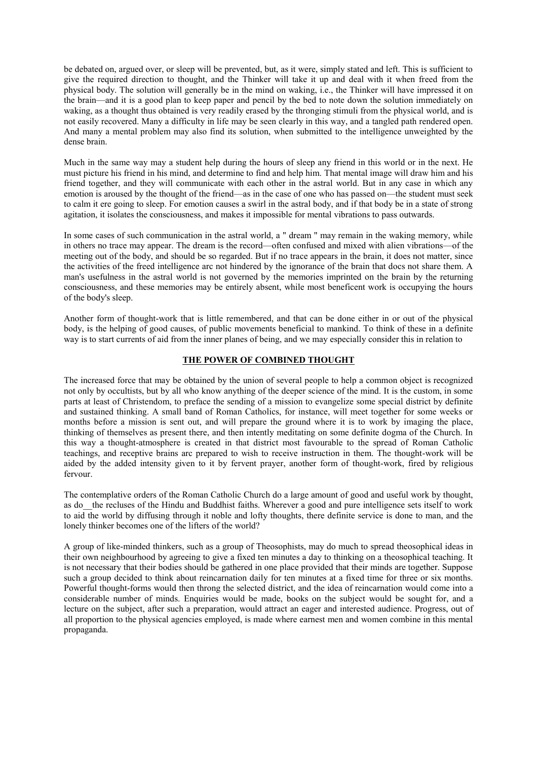be debated on, argued over, or sleep will be prevented, but, as it were, simply stated and left. This is sufficient to give the required direction to thought, and the Thinker will take it up and deal with it when freed from the physical body. The solution will generally be in the mind on waking, i.e., the Thinker will have impressed it on the brain—and it is a good plan to keep paper and pencil by the bed to note down the solution immediately on waking, as a thought thus obtained is very readily erased by the thronging stimuli from the physical world, and is not easily recovered. Many a difficulty in life may be seen clearly in this way, and a tangled path rendered open. And many a mental problem may also find its solution, when submitted to the intelligence unweighted by the dense brain.

Much in the same way may a student help during the hours of sleep any friend in this world or in the next. He must picture his friend in his mind, and determine to find and help him. That mental image will draw him and his friend together, and they will communicate with each other in the astral world. But in any case in which any emotion is aroused by the thought of the friend—as in the case of one who has passed on—the student must seek to calm it ere going to sleep. For emotion causes a swirl in the astral body, and if that body be in a state of strong agitation, it isolates the consciousness, and makes it impossible for mental vibrations to pass outwards.

In some cases of such communication in the astral world, a " dream " may remain in the waking memory, while in others no trace may appear. The dream is the record—often confused and mixed with alien vibrations—of the meeting out of the body, and should be so regarded. But if no trace appears in the brain, it does not matter, since the activities of the freed intelligence arc not hindered by the ignorance of the brain that docs not share them. A man's usefulness in the astral world is not governed by the memories imprinted on the brain by the returning consciousness, and these memories may be entirely absent, while most beneficent work is occupying the hours of the body's sleep.

Another form of thought-work that is little remembered, and that can be done either in or out of the physical body, is the helping of good causes, of public movements beneficial to mankind. To think of these in a definite way is to start currents of aid from the inner planes of being, and we may especially consider this in relation to

## THE POWER OF COMBINED THOUGHT

The increased force that may be obtained by the union of several people to help a common object is recognized not only by occultists, but by all who know anything of the deeper science of the mind. It is the custom, in some parts at least of Christendom, to preface the sending of a mission to evangelize some special district by definite and sustained thinking. A small band of Roman Catholics, for instance, will meet together for some weeks or months before a mission is sent out, and will prepare the ground where it is to work by imaging the place, thinking of themselves as present there, and then intently meditating on some definite dogma of the Church. In this way a thought-atmosphere is created in that district most favourable to the spread of Roman Catholic teachings, and receptive brains arc prepared to wish to receive instruction in them. The thought-work will be aided by the added intensity given to it by fervent prayer, another form of thought-work, fired by religious fervour.

The contemplative orders of the Roman Catholic Church do a large amount of good and useful work by thought, as do the recluses of the Hindu and Buddhist faiths. Wherever a good and pure intelligence sets itself to work to aid the world by diffusing through it noble and lofty thoughts, there definite service is done to man, and the lonely thinker becomes one of the lifters of the world?

A group of like-minded thinkers, such as a group of Theosophists, may do much to spread theosophical ideas in their own neighbourhood by agreeing to give a fixed ten minutes a day to thinking on a theosophical teaching. It is not necessary that their bodies should be gathered in one place provided that their minds are together. Suppose such a group decided to think about reincarnation daily for ten minutes at a fixed time for three or six months. Powerful thought-forms would then throng the selected district, and the idea of reincarnation would come into a considerable number of minds. Enquiries would be made, books on the subject would be sought for, and a lecture on the subject, after such a preparation, would attract an eager and interested audience. Progress, out of all proportion to the physical agencies employed, is made where earnest men and women combine in this mental propaganda.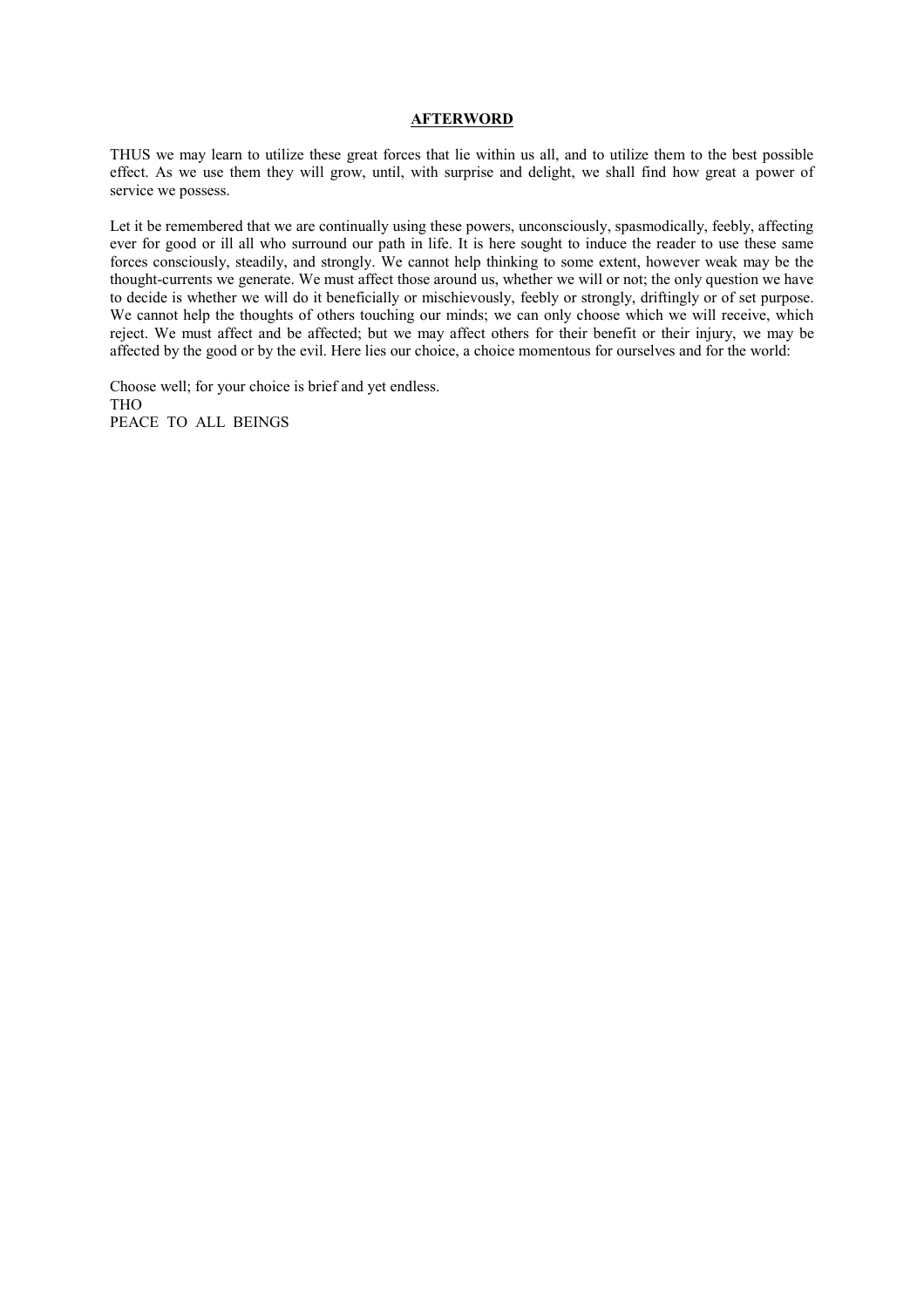## AFTERWORD

THUS we may learn to utilize these great forces that lie within us all, and to utilize them to the best possible effect. As we use them they will grow, until, with surprise and delight, we shall find how great a power of service we possess.

Let it be remembered that we are continually using these powers, unconsciously, spasmodically, feebly, affecting ever for good or ill all who surround our path in life. It is here sought to induce the reader to use these same forces consciously, steadily, and strongly. We cannot help thinking to some extent, however weak may be the thought-currents we generate. We must affect those around us, whether we will or not; the only question we have to decide is whether we will do it beneficially or mischievously, feebly or strongly, driftingly or of set purpose. We cannot help the thoughts of others touching our minds; we can only choose which we will receive, which reject. We must affect and be affected; but we may affect others for their benefit or their injury, we may be affected by the good or by the evil. Here lies our choice, a choice momentous for ourselves and for the world:

Choose well; for your choice is brief and yet endless.
THO
PEACE TO ALL BEINGS